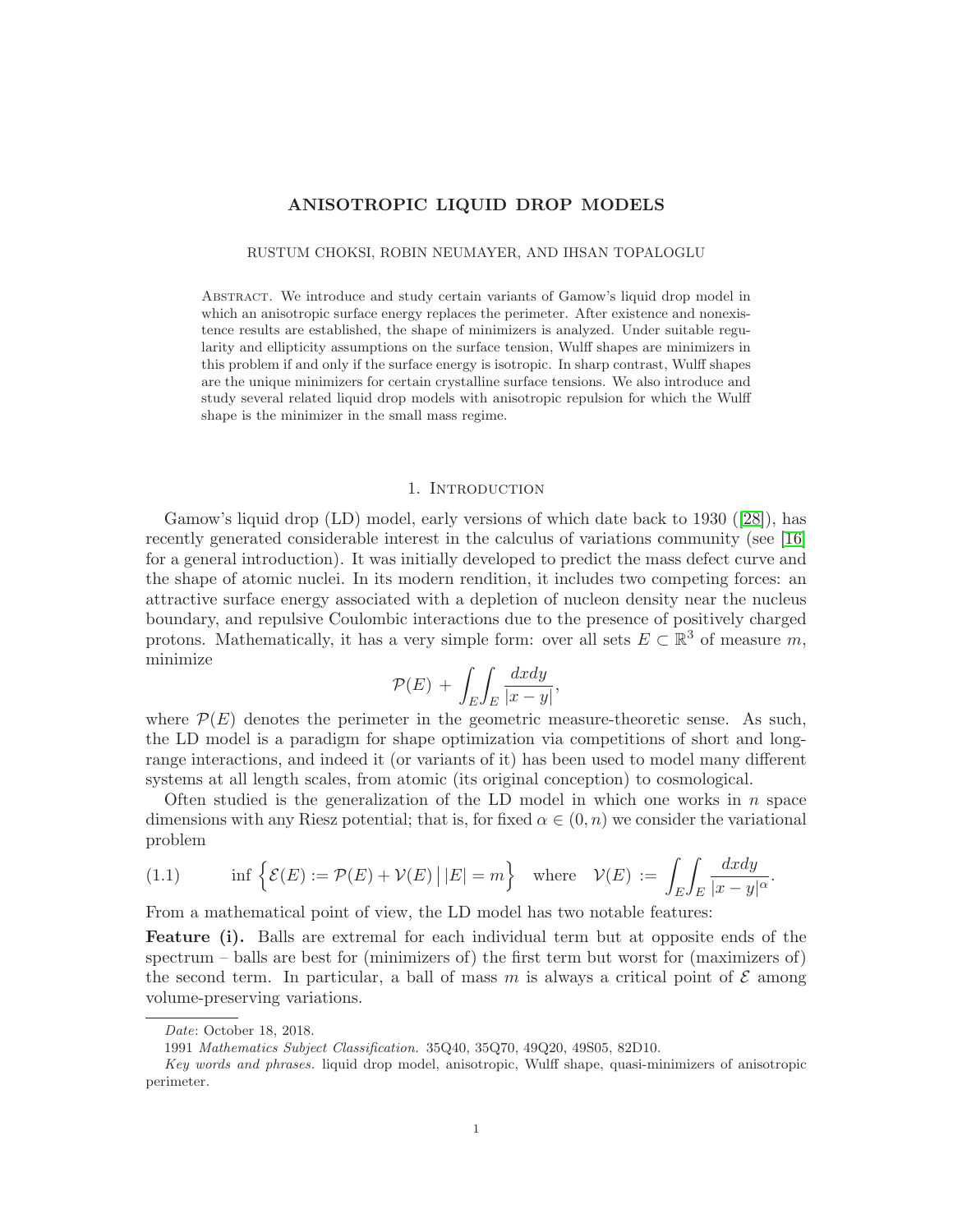# ANISOTROPIC LIQUID DROP MODELS

RUSTUM CHOKSI, ROBIN NEUMAYER, AND IHSAN TOPALOGLU

ABSTRACT. We introduce and study certain variants of Gamow's liquid drop model in which an anisotropic surface energy replaces the perimeter. After existence and nonexistence results are established, the shape of minimizers is analyzed. Under suitable regularity and ellipticity assumptions on the surface tension, Wulff shapes are minimizers in this problem if and only if the surface energy is isotropic. In sharp contrast, Wulff shapes are the unique minimizers for certain crystalline surface tensions. We also introduce and study several related liquid drop models with anisotropic repulsion for which the Wulff shape is the minimizer in the small mass regime.

## 1. Introduction

Gamow's liquid drop (LD) model, early versions of which date back to 1930 ([28]), has recently generated considerable interest in the calculus of variations community (see [16] for a general introduction). It was initially developed to predict the mass defect curve and the shape of atomic nuclei. In its modern rendition, it includes two competing forces: an attractive surface energy associated with a depletion of nucleon density near the nucleus boundary, and repulsive Coulombic interactions due to the presence of positively charged protons. Mathematically, it has a very simple form: over all sets $E \subset \mathbb{R}^3$ of measure $m$, minimize

$$\mathcal{P}(E) + \int_E\int_E \frac{dxdy}{|x-y|},$$

where $\mathcal{P}(E)$ denotes the perimeter in the geometric measure-theoretic sense. As such, the LD model is a paradigm for shape optimization via competitions of short and long-range interactions, and indeed it (or variants of it) has been used to model many different systems at all length scales, from atomic (its original conception) to cosmological.

Often studied is the generalization of the LD model in which one works in $n$ space dimensions with any Riesz potential; that is, for fixed $\alpha \in (0,n)$ we consider the variational problem

$$\inf\left\{ \mathcal{E}(E) := \mathcal{P}(E) + \mathcal{V}(E) \,\middle|\, |E| = m \right\} \quad \text{where} \quad \mathcal{V}(E) := \int_E\int_E \frac{dxdy}{|x-y|^\alpha}. \tag{1.1}$$

From a mathematical point of view, the LD model has two notable features:

**Feature (i).** Balls are extremal for each individual term but at opposite ends of the spectrum – balls are best for (minimizers of) the first term but worst for (maximizers of) the second term. In particular, a ball of mass $m$ is always a critical point of $\mathcal{E}$ among volume-preserving variations.

---

*Date*: October 18, 2018.

1991 *Mathematics Subject Classification.* 35Q40, 35Q70, 49Q20, 49S05, 82D10.

*Key words and phrases.* liquid drop model, anisotropic, Wulff shape, quasi-minimizers of anisotropic perimeter.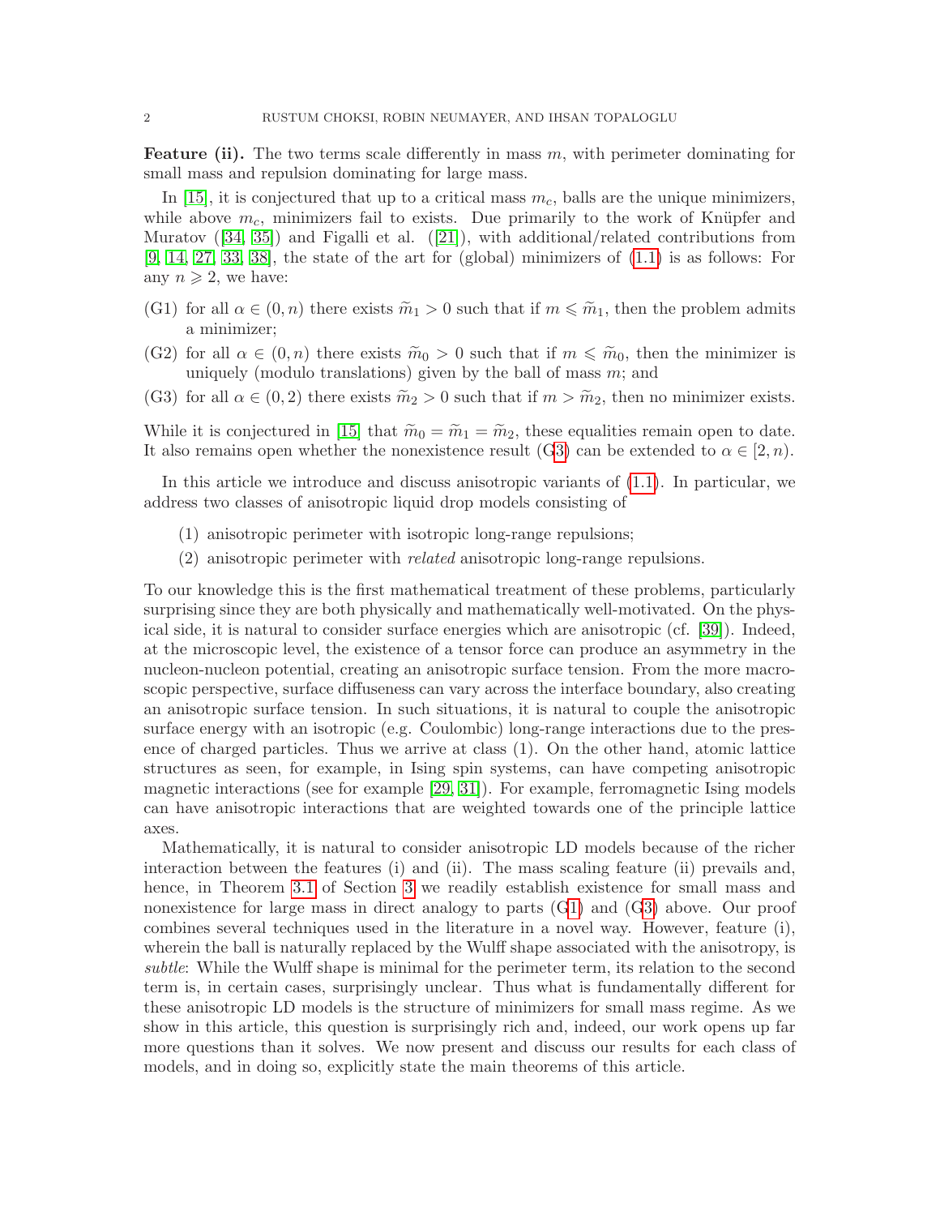**Feature (ii).** The two terms scale differently in mass $m$, with perimeter dominating for small mass and repulsion dominating for large mass.

In [15], it is conjectured that up to a critical mass $m_c$, balls are the unique minimizers, while above $m_c$, minimizers fail to exists. Due primarily to the work of Knüpfer and Muratov ([34, 35]) and Figalli et al. ([21]), with additional/related contributions from [9, 14, 27, 33, 38], the state of the art for (global) minimizers of (1.1) is as follows: For any $n \geqslant 2$, we have:

(G1) for all $\alpha \in (0, n)$ there exists $\widetilde{m}_1 > 0$ such that if $m \leqslant \widetilde{m}_1$, then the problem admits a minimizer;

(G2) for all $\alpha \in (0, n)$ there exists $\widetilde{m}_0 > 0$ such that if $m \leqslant \widetilde{m}_0$, then the minimizer is uniquely (modulo translations) given by the ball of mass $m$; and

(G3) for all $\alpha \in (0, 2)$ there exists $\widetilde{m}_2 > 0$ such that if $m > \widetilde{m}_2$, then no minimizer exists.

While it is conjectured in [15] that $\widetilde{m}_0 = \widetilde{m}_1 = \widetilde{m}_2$, these equalities remain open to date. It also remains open whether the nonexistence result (G3) can be extended to $\alpha \in [2, n)$.

In this article we introduce and discuss anisotropic variants of (1.1). In particular, we address two classes of anisotropic liquid drop models consisting of

(1) anisotropic perimeter with isotropic long-range repulsions;
(2) anisotropic perimeter with *related* anisotropic long-range repulsions.

To our knowledge this is the first mathematical treatment of these problems, particularly surprising since they are both physically and mathematically well-motivated. On the physical side, it is natural to consider surface energies which are anisotropic (cf. [39]). Indeed, at the microscopic level, the existence of a tensor force can produce an asymmetry in the nucleon-nucleon potential, creating an anisotropic surface tension. From the more macroscopic perspective, surface diffuseness can vary across the interface boundary, also creating an anisotropic surface tension. In such situations, it is natural to couple the anisotropic surface energy with an isotropic (e.g. Coulombic) long-range interactions due to the presence of charged particles. Thus we arrive at class (1). On the other hand, atomic lattice structures as seen, for example, in Ising spin systems, can have competing anisotropic magnetic interactions (see for example [29, 31]). For example, ferromagnetic Ising models can have anisotropic interactions that are weighted towards one of the principle lattice axes.

Mathematically, it is natural to consider anisotropic LD models because of the richer interaction between the features (i) and (ii). The mass scaling feature (ii) prevails and, hence, in Theorem 3.1 of Section 3 we readily establish existence for small mass and nonexistence for large mass in direct analogy to parts (G1) and (G3) above. Our proof combines several techniques used in the literature in a novel way. However, feature (i), wherein the ball is naturally replaced by the Wulff shape associated with the anisotropy, is *subtle*: While the Wulff shape is minimal for the perimeter term, its relation to the second term is, in certain cases, surprisingly unclear. Thus what is fundamentally different for these anisotropic LD models is the structure of minimizers for small mass regime. As we show in this article, this question is surprisingly rich and, indeed, our work opens up far more questions than it solves. We now present and discuss our results for each class of models, and in doing so, explicitly state the main theorems of this article.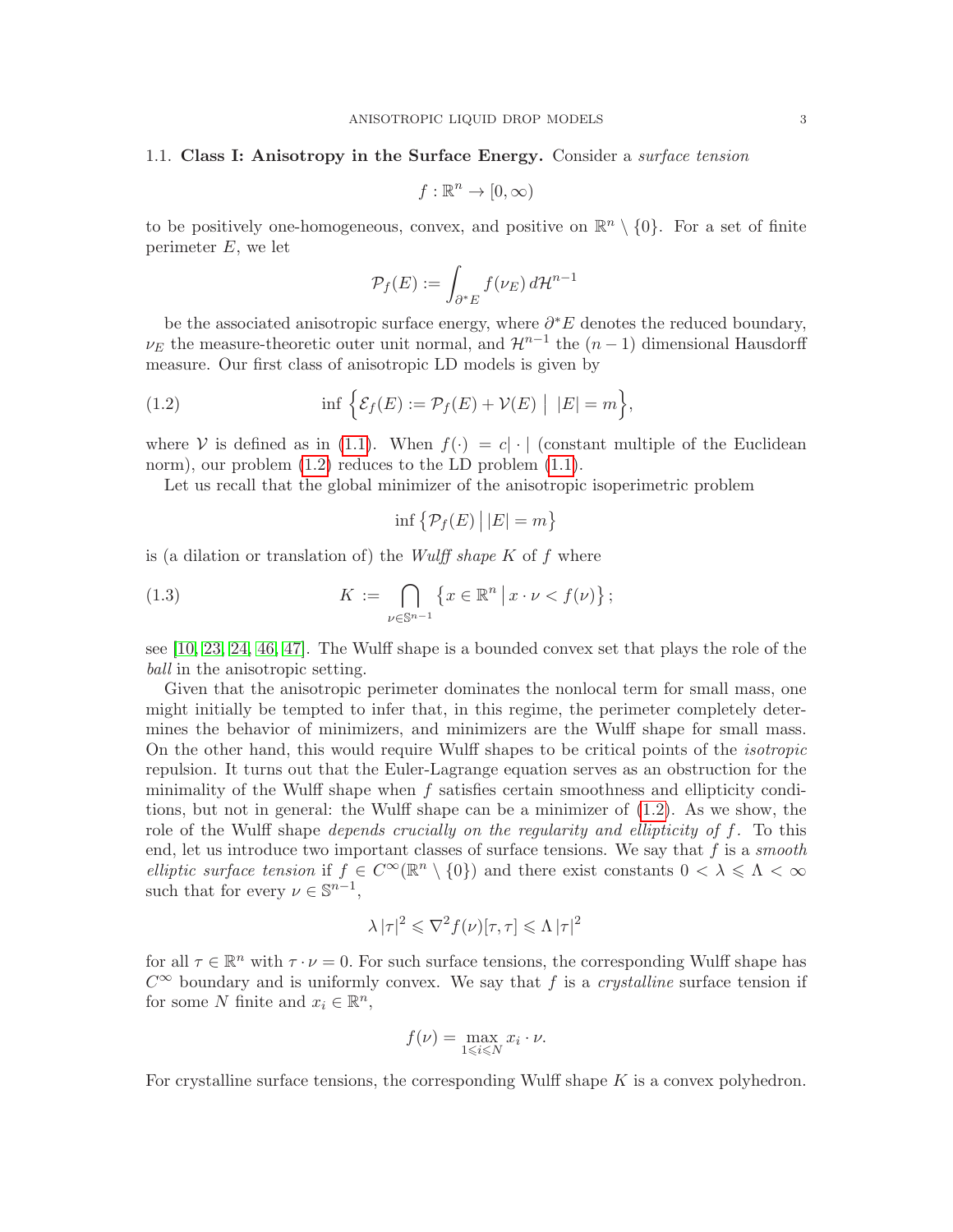### 1.1. **Class I: Anisotropy in the Surface Energy.**

Consider a *surface tension*

$$f : \mathbb{R}^n \to [0, \infty)$$

to be positively one-homogeneous, convex, and positive on $\mathbb{R}^n \setminus \{0\}$. For a set of finite perimeter $E$, we let

$$\mathcal{P}_f(E) := \int_{\partial^* E} f(\nu_E)\, d\mathcal{H}^{n-1}$$

be the associated anisotropic surface energy, where $\partial^* E$ denotes the reduced boundary, $\nu_E$ the measure-theoretic outer unit normal, and $\mathcal{H}^{n-1}$ the $(n-1)$ dimensional Hausdorff measure. Our first class of anisotropic LD models is given by

$$\inf \Big\{ \mathcal{E}_f(E) := \mathcal{P}_f(E) + \mathcal{V}(E) \;\Big|\; |E| = m \Big\}, \tag{1.2}$$

where $\mathcal{V}$ is defined as in (1.1). When $f(\cdot) = c|\cdot|$ (constant multiple of the Euclidean norm), our problem (1.2) reduces to the LD problem (1.1).

Let us recall that the global minimizer of the anisotropic isoperimetric problem

$$\inf \big\{ \mathcal{P}_f(E) \,\big|\, |E| = m \big\}$$

is (a dilation or translation of) the *Wulff shape* $K$ of $f$ where

$$K := \bigcap_{\nu \in \mathbb{S}^{n-1}} \big\{ x \in \mathbb{R}^n \,\big|\, x \cdot \nu < f(\nu) \big\}\,; \tag{1.3}$$

see [10, 23, 24, 46, 47]. The Wulff shape is a bounded convex set that plays the role of the *ball* in the anisotropic setting.

Given that the anisotropic perimeter dominates the nonlocal term for small mass, one might initially be tempted to infer that, in this regime, the perimeter completely determines the behavior of minimizers, and minimizers are the Wulff shape for small mass. On the other hand, this would require Wulff shapes to be critical points of the *isotropic* repulsion. It turns out that the Euler-Lagrange equation serves as an obstruction for the minimality of the Wulff shape when $f$ satisfies certain smoothness and ellipticity conditions, but not in general: the Wulff shape can be a minimizer of (1.2). As we show, the role of the Wulff shape *depends crucially on the regularity and ellipticity of* $f$. To this end, let us introduce two important classes of surface tensions. We say that $f$ is a *smooth elliptic surface tension* if $f \in C^\infty(\mathbb{R}^n \setminus \{0\})$ and there exist constants $0 < \lambda \leqslant \Lambda < \infty$ such that for every $\nu \in \mathbb{S}^{n-1}$,

$$\lambda\, |\tau|^2 \leqslant \nabla^2 f(\nu)[\tau, \tau] \leqslant \Lambda\, |\tau|^2$$

for all $\tau \in \mathbb{R}^n$ with $\tau \cdot \nu = 0$. For such surface tensions, the corresponding Wulff shape has $C^\infty$ boundary and is uniformly convex. We say that $f$ is a *crystalline* surface tension if for some $N$ finite and $x_i \in \mathbb{R}^n$,

$$f(\nu) = \max_{1 \leqslant i \leqslant N} x_i \cdot \nu.$$

For crystalline surface tensions, the corresponding Wulff shape $K$ is a convex polyhedron.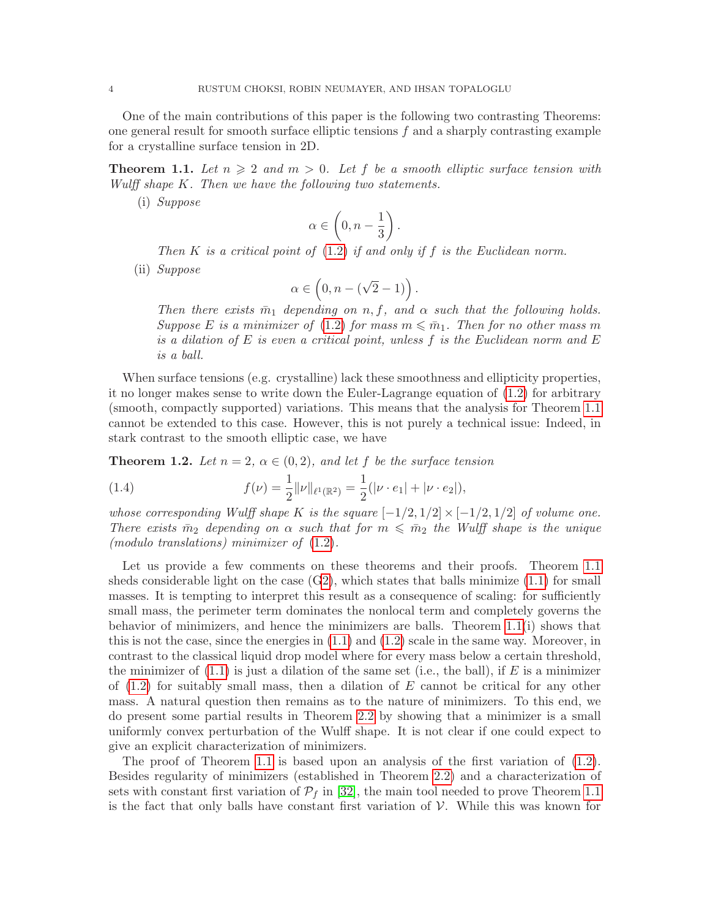One of the main contributions of this paper is the following two contrasting Theorems: one general result for smooth surface elliptic tensions $f$ and a sharply contrasting example for a crystalline surface tension in 2D.

**Theorem 1.1.** *Let $n \geqslant 2$ and $m > 0$. Let $f$ be a smooth elliptic surface tension with Wulff shape $K$. Then we have the following two statements.*

(i) *Suppose*

$$\alpha \in \left(0, n - \frac{1}{3}\right).$$

*Then $K$ is a critical point of (1.2) if and only if $f$ is the Euclidean norm.*

(ii) *Suppose*

$$\alpha \in \left(0, n - (\sqrt{2} - 1)\right).$$

*Then there exists $\bar{m}_1$ depending on $n, f,$ and $\alpha$ such that the following holds. Suppose $E$ is a minimizer of (1.2) for mass $m \leqslant \bar{m}_1$. Then for no other mass $m$ is a dilation of $E$ is even a critical point, unless $f$ is the Euclidean norm and $E$ is a ball.*

When surface tensions (e.g. crystalline) lack these smoothness and ellipticity properties, it no longer makes sense to write down the Euler-Lagrange equation of (1.2) for arbitrary (smooth, compactly supported) variations. This means that the analysis for Theorem 1.1 cannot be extended to this case. However, this is not purely a technical issue: Indeed, in stark contrast to the smooth elliptic case, we have

**Theorem 1.2.** *Let $n = 2$, $\alpha \in (0, 2)$, and let $f$ be the surface tension*

$$f(\nu) = \frac{1}{2}\|\nu\|_{\ell^1(\mathbb{R}^2)} = \frac{1}{2}(|\nu \cdot e_1| + |\nu \cdot e_2|), \tag{1.4}$$

*whose corresponding Wulff shape $K$ is the square $[-1/2, 1/2] \times [-1/2, 1/2]$ of volume one. There exists $\bar{m}_2$ depending on $\alpha$ such that for $m \leqslant \bar{m}_2$ the Wulff shape is the unique (modulo translations) minimizer of (1.2).*

Let us provide a few comments on these theorems and their proofs. Theorem 1.1 sheds considerable light on the case (G2), which states that balls minimize (1.1) for small masses. It is tempting to interpret this result as a consequence of scaling: for sufficiently small mass, the perimeter term dominates the nonlocal term and completely governs the behavior of minimizers, and hence the minimizers are balls. Theorem 1.1(i) shows that this is not the case, since the energies in (1.1) and (1.2) scale in the same way. Moreover, in contrast to the classical liquid drop model where for every mass below a certain threshold, the minimizer of (1.1) is just a dilation of the same set (i.e., the ball), if $E$ is a minimizer of (1.2) for suitably small mass, then a dilation of $E$ cannot be critical for any other mass. A natural question then remains as to the nature of minimizers. To this end, we do present some partial results in Theorem 2.2 by showing that a minimizer is a small uniformly convex perturbation of the Wulff shape. It is not clear if one could expect to give an explicit characterization of minimizers.

The proof of Theorem 1.1 is based upon an analysis of the first variation of (1.2). Besides regularity of minimizers (established in Theorem 2.2) and a characterization of sets with constant first variation of $\mathcal{P}_f$ in [32], the main tool needed to prove Theorem 1.1 is the fact that only balls have constant first variation of $\mathcal{V}$. While this was known for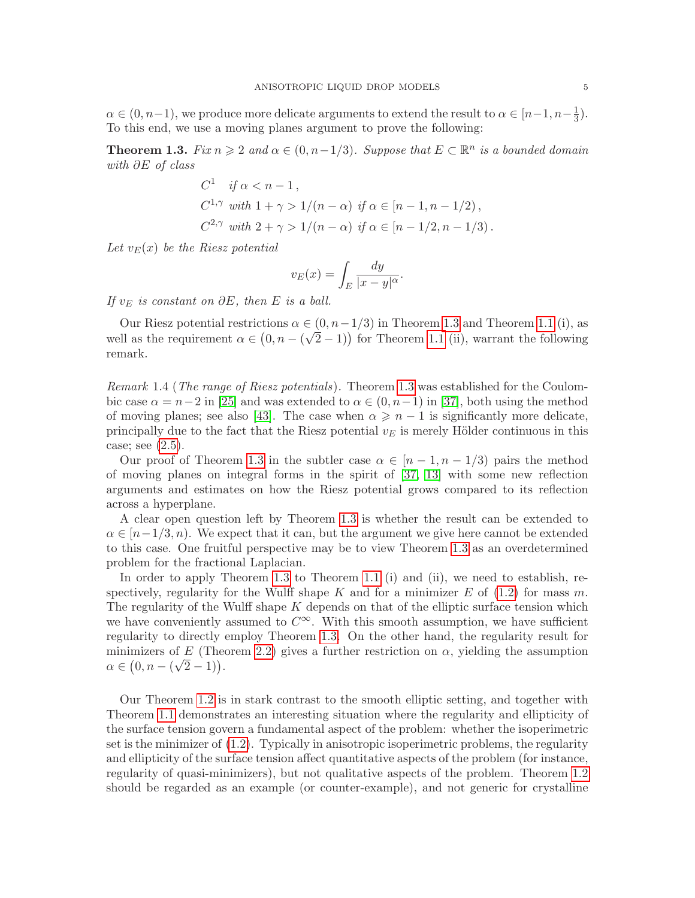$\alpha \in (0, n-1)$, we produce more delicate arguments to extend the result to $\alpha \in [n-1, n-\frac{1}{3})$. To this end, we use a moving planes argument to prove the following:

**Theorem 1.3.** *Fix $n \geqslant 2$ and $\alpha \in (0, n-1/3)$. Suppose that $E \subset \mathbb{R}^n$ is a bounded domain with $\partial E$ of class*

$$
\begin{aligned}
&C^1 \quad \text{if } \alpha < n-1\,, \\
&C^{1,\gamma} \text{ with } 1+\gamma > 1/(n-\alpha) \text{ if } \alpha \in [n-1, n-1/2)\,, \\
&C^{2,\gamma} \text{ with } 2+\gamma > 1/(n-\alpha) \text{ if } \alpha \in [n-1/2, n-1/3)\,.
\end{aligned}
$$

*Let $v_E(x)$ be the Riesz potential*

$$
v_E(x) = \int_E \frac{dy}{|x-y|^\alpha}.
$$

*If $v_E$ is constant on $\partial E$, then $E$ is a ball.*

Our Riesz potential restrictions $\alpha \in (0, n-1/3)$ in Theorem 1.3 and Theorem 1.1 (i), as well as the requirement $\alpha \in \big(0, n-(\sqrt{2}-1)\big)$ for Theorem 1.1 (ii), warrant the following remark.

*Remark* 1.4 (*The range of Riesz potentials*). Theorem 1.3 was established for the Coulombic case $\alpha = n-2$ in [25] and was extended to $\alpha \in (0, n-1)$ in [37], both using the method of moving planes; see also [43]. The case when $\alpha \geqslant n-1$ is significantly more delicate, principally due to the fact that the Riesz potential $v_E$ is merely Hölder continuous in this case; see (2.5).

Our proof of Theorem 1.3 in the subtler case $\alpha \in [n-1, n-1/3)$ pairs the method of moving planes on integral forms in the spirit of [37, 13] with some new reflection arguments and estimates on how the Riesz potential grows compared to its reflection across a hyperplane.

A clear open question left by Theorem 1.3 is whether the result can be extended to $\alpha \in [n-1/3, n)$. We expect that it can, but the argument we give here cannot be extended to this case. One fruitful perspective may be to view Theorem 1.3 as an overdetermined problem for the fractional Laplacian.

In order to apply Theorem 1.3 to Theorem 1.1 (i) and (ii), we need to establish, respectively, regularity for the Wulff shape $K$ and for a minimizer $E$ of (1.2) for mass $m$. The regularity of the Wulff shape $K$ depends on that of the elliptic surface tension which we have conveniently assumed to $C^\infty$. With this smooth assumption, we have sufficient regularity to directly employ Theorem 1.3. On the other hand, the regularity result for minimizers of $E$ (Theorem 2.2) gives a further restriction on $\alpha$, yielding the assumption $\alpha \in \big(0, n-(\sqrt{2}-1)\big)$.

Our Theorem 1.2 is in stark contrast to the smooth elliptic setting, and together with Theorem 1.1 demonstrates an interesting situation where the regularity and ellipticity of the surface tension govern a fundamental aspect of the problem: whether the isoperimetric set is the minimizer of (1.2). Typically in anisotropic isoperimetric problems, the regularity and ellipticity of the surface tension affect quantitative aspects of the problem (for instance, regularity of quasi-minimizers), but not qualitative aspects of the problem. Theorem 1.2 should be regarded as an example (or counter-example), and not generic for crystalline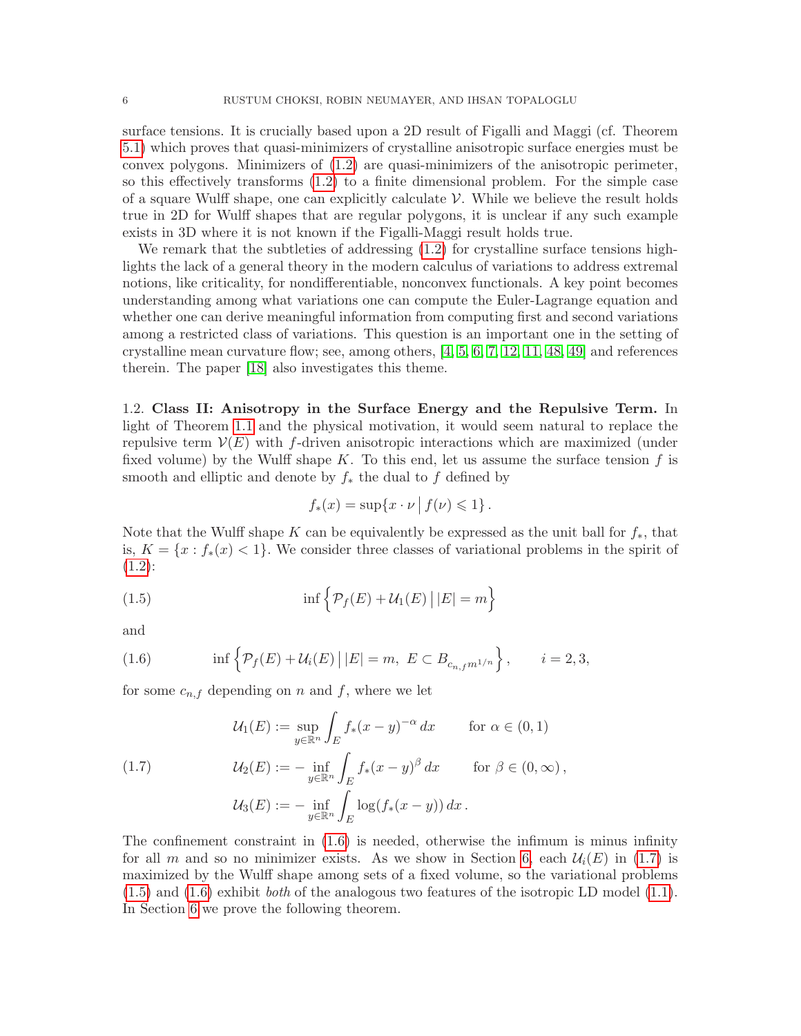surface tensions. It is crucially based upon a 2D result of Figalli and Maggi (cf. Theorem 5.1) which proves that quasi-minimizers of crystalline anisotropic surface energies must be convex polygons. Minimizers of (1.2) are quasi-minimizers of the anisotropic perimeter, so this effectively transforms (1.2) to a finite dimensional problem. For the simple case of a square Wulff shape, one can explicitly calculate $\mathcal{V}$. While we believe the result holds true in 2D for Wulff shapes that are regular polygons, it is unclear if any such example exists in 3D where it is not known if the Figalli-Maggi result holds true.

We remark that the subtleties of addressing (1.2) for crystalline surface tensions highlights the lack of a general theory in the modern calculus of variations to address extremal notions, like criticality, for nondifferentiable, nonconvex functionals. A key point becomes understanding among what variations one can compute the Euler-Lagrange equation and whether one can derive meaningful information from computing first and second variations among a restricted class of variations. This question is an important one in the setting of crystalline mean curvature flow; see, among others, [4, 5, 6, 7, 12, 11, 48, 49] and references therein. The paper [18] also investigates this theme.

## 1.2. Class II: Anisotropy in the Surface Energy and the Repulsive Term.

In light of Theorem 1.1 and the physical motivation, it would seem natural to replace the repulsive term $\mathcal{V}(E)$ with $f$-driven anisotropic interactions which are maximized (under fixed volume) by the Wulff shape $K$. To this end, let us assume the surface tension $f$ is smooth and elliptic and denote by $f_*$ the dual to $f$ defined by

$$f_*(x) = \sup\{x \cdot \nu \,|\, f(\nu) \leqslant 1\}\,.$$

Note that the Wulff shape $K$ can be equivalently be expressed as the unit ball for $f_*$, that is, $K = \{x : f_*(x) < 1\}$. We consider three classes of variational problems in the spirit of (1.2):

$$\inf\Big\{\mathcal{P}_f(E) + \mathcal{U}_1(E) \,\Big|\, |E| = m\Big\} \tag{1.5}$$

and

$$\inf\Big\{\mathcal{P}_f(E) + \mathcal{U}_i(E) \,\big|\, |E| = m,\ E \subset B_{c_{n,f}m^{1/n}}\Big\}, \qquad i = 2, 3, \tag{1.6}$$

for some $c_{n,f}$ depending on $n$ and $f$, where we let

$$\begin{aligned}
\mathcal{U}_1(E) &:= \sup_{y\in\mathbb{R}^n} \int_E f_*(x-y)^{-\alpha}\,dx \qquad &&\text{for } \alpha \in (0,1)\\
\mathcal{U}_2(E) &:= -\inf_{y\in\mathbb{R}^n} \int_E f_*(x-y)^{\beta}\,dx \qquad &&\text{for } \beta \in (0,\infty)\,,\\
\mathcal{U}_3(E) &:= -\inf_{y\in\mathbb{R}^n} \int_E \log(f_*(x-y))\,dx\,.
\end{aligned} \tag{1.7}$$

The confinement constraint in (1.6) is needed, otherwise the infimum is minus infinity for all $m$ and so no minimizer exists. As we show in Section 6, each $\mathcal{U}_i(E)$ in (1.7) is maximized by the Wulff shape among sets of a fixed volume, so the variational problems (1.5) and (1.6) exhibit *both* of the analogous two features of the isotropic LD model (1.1). In Section 6 we prove the following theorem.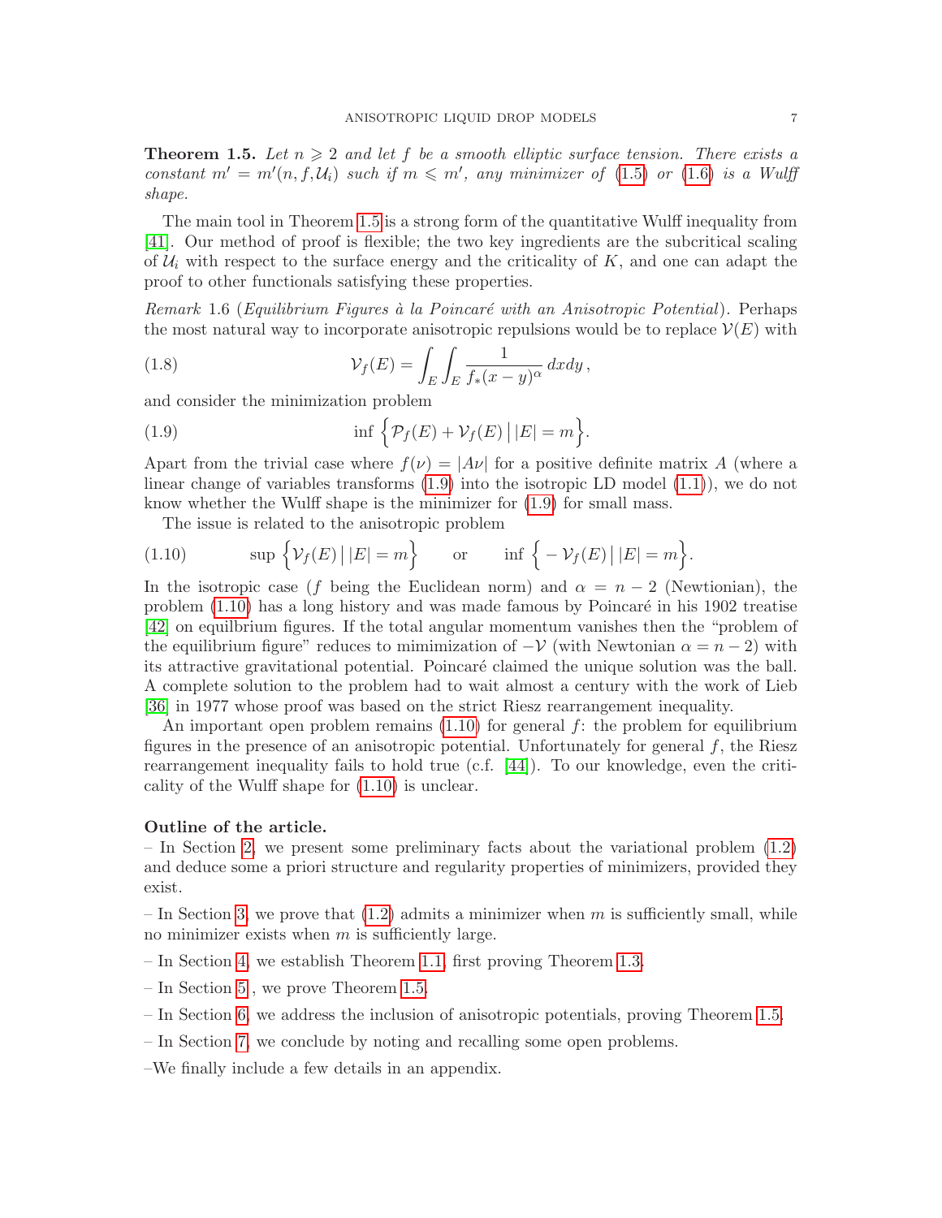**Theorem 1.5.** *Let $n \geqslant 2$ and let $f$ be a smooth elliptic surface tension. There exists a constant $m' = m'(n, f, \mathcal{U}_i)$ such if $m \leqslant m'$, any minimizer of (1.5) or (1.6) is a Wulff shape.*

The main tool in Theorem 1.5 is a strong form of the quantitative Wulff inequality from [41]. Our method of proof is flexible; the two key ingredients are the subcritical scaling of $\mathcal{U}_i$ with respect to the surface energy and the criticality of $K$, and one can adapt the proof to other functionals satisfying these properties.

*Remark* 1.6 (*Equilibrium Figures à la Poincaré with an Anisotropic Potential*). Perhaps the most natural way to incorporate anisotropic repulsions would be to replace $\mathcal{V}(E)$ with

$$\mathcal{V}_f(E) = \int_E \int_E \frac{1}{f_*(x-y)^\alpha}\, dxdy\,, \tag{1.8}$$

and consider the minimization problem

$$\inf \Big\{ \mathcal{P}_f(E) + \mathcal{V}_f(E) \,\Big|\, |E| = m \Big\}. \tag{1.9}$$

Apart from the trivial case where $f(\nu) = |A\nu|$ for a positive definite matrix $A$ (where a linear change of variables transforms (1.9) into the isotropic LD model (1.1)), we do not know whether the Wulff shape is the minimizer for (1.9) for small mass.

The issue is related to the anisotropic problem

$$\sup \Big\{ \mathcal{V}_f(E) \,\Big|\, |E| = m \Big\} \qquad \text{or} \qquad \inf \Big\{ -\mathcal{V}_f(E) \,\Big|\, |E| = m \Big\}. \tag{1.10}$$

In the isotropic case ($f$ being the Euclidean norm) and $\alpha = n-2$ (Newtonian), the problem (1.10) has a long history and was made famous by Poincaré in his 1902 treatise [42] on equilbrium figures. If the total angular momentum vanishes then the "problem of the equilibrium figure" reduces to mimimization of $-\mathcal{V}$ (with Newtonian $\alpha = n-2$) with its attractive gravitational potential. Poincaré claimed the unique solution was the ball. A complete solution to the problem had to wait almost a century with the work of Lieb [36] in 1977 whose proof was based on the strict Riesz rearrangement inequality.

An important open problem remains (1.10) for general $f$: the problem for equilibrium figures in the presence of an anisotropic potential. Unfortunately for general $f$, the Riesz rearrangement inequality fails to hold true (c.f. [44]). To our knowledge, even the criticality of the Wulff shape for (1.10) is unclear.

**Outline of the article.**

– In Section 2, we present some preliminary facts about the variational problem (1.2) and deduce some a priori structure and regularity properties of minimizers, provided they exist.

– In Section 3, we prove that (1.2) admits a minimizer when $m$ is sufficiently small, while no minimizer exists when $m$ is sufficiently large.

– In Section 4, we establish Theorem 1.1, first proving Theorem 1.3.

– In Section 5 , we prove Theorem 1.5.

– In Section 6, we address the inclusion of anisotropic potentials, proving Theorem 1.5.

– In Section 7, we conclude by noting and recalling some open problems.

–We finally include a few details in an appendix.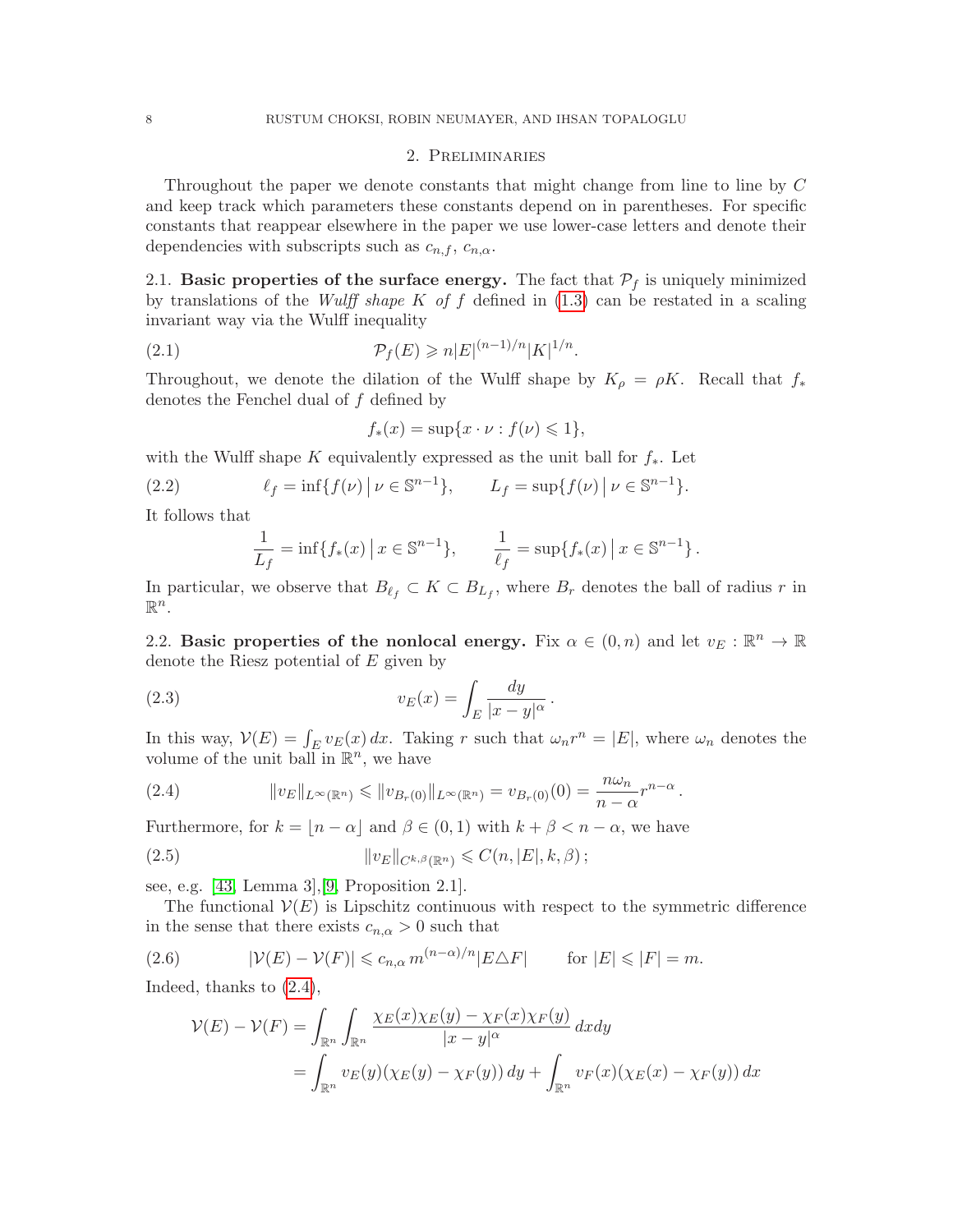## 2. Preliminaries

Throughout the paper we denote constants that might change from line to line by $C$ and keep track which parameters these constants depend on in parentheses. For specific constants that reappear elsewhere in the paper we use lower-case letters and denote their dependencies with subscripts such as $c_{n,f}$, $c_{n,\alpha}$.

### 2.1. Basic properties of the surface energy.

The fact that $\mathcal{P}_f$ is uniquely minimized by translations of the *Wulff shape* $K$ *of* $f$ defined in (1.3) can be restated in a scaling invariant way via the Wulff inequality

$$\mathcal{P}_f(E) \geqslant n|E|^{(n-1)/n}|K|^{1/n}. \tag{2.1}$$

Throughout, we denote the dilation of the Wulff shape by $K_\rho = \rho K$. Recall that $f_*$ denotes the Fenchel dual of $f$ defined by

$$f_*(x) = \sup\{x \cdot \nu : f(\nu) \leqslant 1\},$$

with the Wulff shape $K$ equivalently expressed as the unit ball for $f_*$. Let

$$\ell_f = \inf\{f(\nu) \,|\, \nu \in \mathbb{S}^{n-1}\}, \qquad L_f = \sup\{f(\nu) \,|\, \nu \in \mathbb{S}^{n-1}\}. \tag{2.2}$$

It follows that

$$\frac{1}{L_f} = \inf\{f_*(x) \,|\, x \in \mathbb{S}^{n-1}\}, \qquad \frac{1}{\ell_f} = \sup\{f_*(x) \,|\, x \in \mathbb{S}^{n-1}\}.$$

In particular, we observe that $B_{\ell_f} \subset K \subset B_{L_f}$, where $B_r$ denotes the ball of radius $r$ in $\mathbb{R}^n$.

### 2.2. Basic properties of the nonlocal energy.

Fix $\alpha \in (0, n)$ and let $v_E : \mathbb{R}^n \to \mathbb{R}$ denote the Riesz potential of $E$ given by

$$v_E(x) = \int_E \frac{dy}{|x-y|^\alpha}. \tag{2.3}$$

In this way, $\mathcal{V}(E) = \int_E v_E(x)\,dx$. Taking $r$ such that $\omega_n r^n = |E|$, where $\omega_n$ denotes the volume of the unit ball in $\mathbb{R}^n$, we have

$$\|v_E\|_{L^\infty(\mathbb{R}^n)} \leqslant \|v_{B_r(0)}\|_{L^\infty(\mathbb{R}^n)} = v_{B_r(0)}(0) = \frac{n\omega_n}{n-\alpha} r^{n-\alpha}. \tag{2.4}$$

Furthermore, for $k = \lfloor n - \alpha \rfloor$ and $\beta \in (0,1)$ with $k + \beta < n - \alpha$, we have

$$\|v_E\|_{C^{k,\beta}(\mathbb{R}^n)} \leqslant C(n, |E|, k, \beta); \tag{2.5}$$

see, e.g. [43, Lemma 3],[9, Proposition 2.1].

The functional $\mathcal{V}(E)$ is Lipschitz continuous with respect to the symmetric difference in the sense that there exists $c_{n,\alpha} > 0$ such that

$$|\mathcal{V}(E) - \mathcal{V}(F)| \leqslant c_{n,\alpha}\, m^{(n-\alpha)/n} |E \triangle F| \qquad \text{for } |E| \leqslant |F| = m. \tag{2.6}$$

Indeed, thanks to (2.4),

$$\begin{aligned}
\mathcal{V}(E) - \mathcal{V}(F) &= \int_{\mathbb{R}^n} \int_{\mathbb{R}^n} \frac{\chi_E(x)\chi_E(y) - \chi_F(x)\chi_F(y)}{|x-y|^\alpha}\, dxdy \\
&= \int_{\mathbb{R}^n} v_E(y)(\chi_E(y) - \chi_F(y))\, dy + \int_{\mathbb{R}^n} v_F(x)(\chi_E(x) - \chi_F(y))\, dx
\end{aligned}$$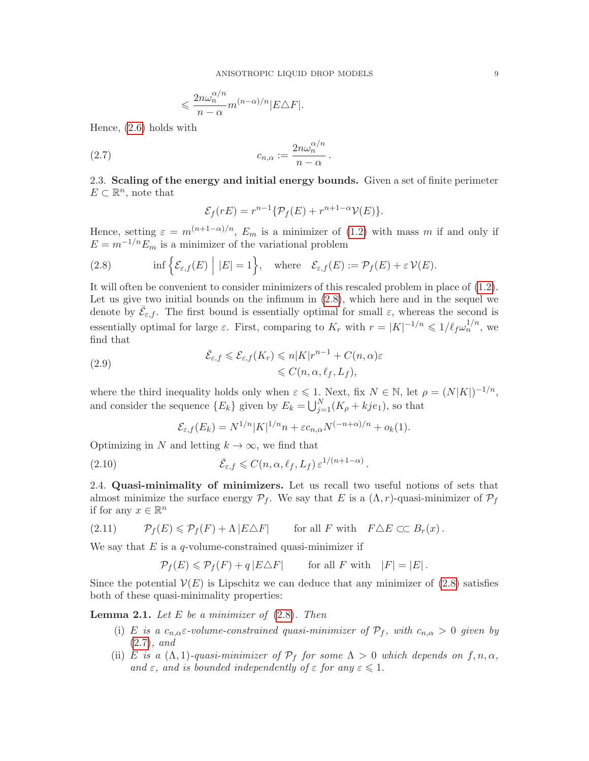$$\leqslant \frac{2n\omega_n^{\alpha/n}}{n-\alpha} m^{(n-\alpha)/n} |E \triangle F|.$$

Hence, (2.6) holds with

$$c_{n,\alpha} := \frac{2n\omega_n^{\alpha/n}}{n-\alpha}\,. \tag{2.7}$$

2.3. **Scaling of the energy and initial energy bounds.** Given a set of finite perimeter $E \subset \mathbb{R}^n$, note that

$$\mathcal{E}_f(rE) = r^{n-1}\{\mathcal{P}_f(E) + r^{n+1-\alpha}\mathcal{V}(E)\}.$$

Hence, setting $\varepsilon = m^{(n+1-\alpha)/n}$, $E_m$ is a minimizer of (1.2) with mass $m$ if and only if $E = m^{-1/n}E_m$ is a minimizer of the variational problem

$$\inf\Big\{\mathcal{E}_{\varepsilon,f}(E)\ \Big|\ |E| = 1\Big\}, \quad \text{where} \quad \mathcal{E}_{\varepsilon,f}(E) := \mathcal{P}_f(E) + \varepsilon\,\mathcal{V}(E). \tag{2.8}$$

It will often be convenient to consider minimizers of this rescaled problem in place of (1.2). Let us give two initial bounds on the infimum in (2.8), which here and in the sequel we denote by $\bar{\mathcal{E}}_{\varepsilon,f}$. The first bound is essentially optimal for small $\varepsilon$, whereas the second is essentially optimal for large $\varepsilon$. First, comparing to $K_r$ with $r = |K|^{-1/n} \leqslant 1/\ell_f\omega_n^{1/n}$, we find that

$$\begin{aligned} \bar{\mathcal{E}}_{\varepsilon,f} \leqslant \mathcal{E}_{\varepsilon,f}(K_r) &\leqslant n|K|r^{n-1} + C(n,\alpha)\varepsilon \\ &\leqslant C(n,\alpha,\ell_f,L_f), \end{aligned} \tag{2.9}$$

where the third inequality holds only when $\varepsilon \leqslant 1$. Next, fix $N \in \mathbb{N}$, let $\rho = (N|K|)^{-1/n}$, and consider the sequence $\{E_k\}$ given by $E_k = \bigcup_{j=1}^N (K_\rho + kje_1)$, so that

$$\mathcal{E}_{\varepsilon,f}(E_k) = N^{1/n}|K|^{1/n}n + \varepsilon c_{n,\alpha}N^{(-n+\alpha)/n} + o_k(1).$$

Optimizing in $N$ and letting $k \to \infty$, we find that

$$\bar{\mathcal{E}}_{\varepsilon,f} \leqslant C(n,\alpha,\ell_f,L_f)\,\varepsilon^{1/(n+1-\alpha)}\,. \tag{2.10}$$

2.4. **Quasi-minimality of minimizers.** Let us recall two useful notions of sets that almost minimize the surface energy $\mathcal{P}_f$. We say that $E$ is a $(\Lambda,r)$-quasi-minimizer of $\mathcal{P}_f$ if for any $x \in \mathbb{R}^n$

$$\mathcal{P}_f(E) \leqslant \mathcal{P}_f(F) + \Lambda\,|E\triangle F| \qquad \text{for all } F \text{ with } \quad F\triangle E \subset\subset B_r(x)\,. \tag{2.11}$$

We say that $E$ is a $q$-volume-constrained quasi-minimizer if

$$\mathcal{P}_f(E) \leqslant \mathcal{P}_f(F) + q\,|E\triangle F| \qquad \text{for all } F \text{ with } \quad |F| = |E|\,.$$

Since the potential $\mathcal{V}(E)$ is Lipschitz we can deduce that any minimizer of (2.8) satisfies both of these quasi-minimality properties:

**Lemma 2.1.** *Let $E$ be a minimizer of (2.8). Then*

- (i) *$E$ is a $c_{n,\alpha}\varepsilon$-volume-constrained quasi-minimizer of $\mathcal{P}_f$, with $c_{n,\alpha} > 0$ given by (2.7), and*
- (ii) *$E$ is a $(\Lambda,1)$-quasi-minimizer of $\mathcal{P}_f$ for some $\Lambda > 0$ which depends on $f,n,\alpha$, and $\varepsilon$, and is bounded independently of $\varepsilon$ for any $\varepsilon \leqslant 1$.*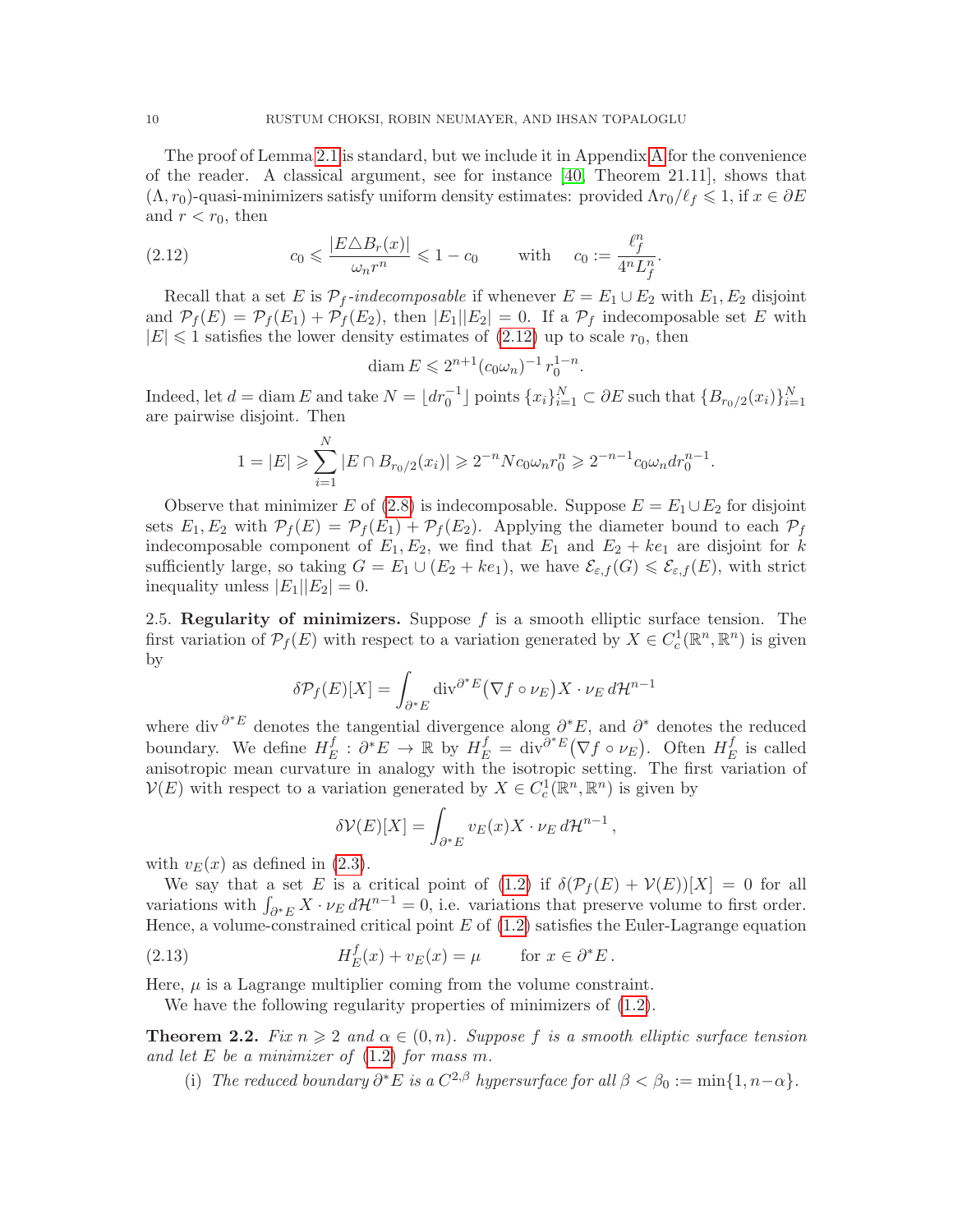The proof of Lemma 2.1 is standard, but we include it in Appendix A for the convenience of the reader. A classical argument, see for instance [40, Theorem 21.11], shows that $(\Lambda, r_0)$-quasi-minimizers satisfy uniform density estimates: provided $\Lambda r_0/\ell_f \leqslant 1$, if $x \in \partial E$ and $r < r_0$, then

$$c_0 \leqslant \frac{|E \triangle B_r(x)|}{\omega_n r^n} \leqslant 1 - c_0 \qquad \text{with} \quad c_0 := \frac{\ell_f^n}{4^n L_f^n}. \tag{2.12}$$

Recall that a set $E$ is $\mathcal{P}_f$*-indecomposable* if whenever $E = E_1 \cup E_2$ with $E_1, E_2$ disjoint and $\mathcal{P}_f(E) = \mathcal{P}_f(E_1) + \mathcal{P}_f(E_2)$, then $|E_1||E_2| = 0$. If a $\mathcal{P}_f$ indecomposable set $E$ with $|E| \leqslant 1$ satisfies the lower density estimates of (2.12) up to scale $r_0$, then

$$\operatorname{diam} E \leqslant 2^{n+1}(c_0\omega_n)^{-1}\, r_0^{1-n}.$$

Indeed, let $d = \operatorname{diam} E$ and take $N = \lfloor d r_0^{-1} \rfloor$ points $\{x_i\}_{i=1}^N \subset \partial E$ such that $\{B_{r_0/2}(x_i)\}_{i=1}^N$ are pairwise disjoint. Then

$$1 = |E| \geqslant \sum_{i=1}^N |E \cap B_{r_0/2}(x_i)| \geqslant 2^{-n} N c_0 \omega_n r_0^n \geqslant 2^{-n-1} c_0 \omega_n d r_0^{n-1}.$$

Observe that minimizer $E$ of (2.8) is indecomposable. Suppose $E = E_1 \cup E_2$ for disjoint sets $E_1, E_2$ with $\mathcal{P}_f(E) = \mathcal{P}_f(E_1) + \mathcal{P}_f(E_2)$. Applying the diameter bound to each $\mathcal{P}_f$ indecomposable component of $E_1, E_2$, we find that $E_1$ and $E_2 + ke_1$ are disjoint for $k$ sufficiently large, so taking $G = E_1 \cup (E_2 + ke_1)$, we have $\mathcal{E}_{\varepsilon,f}(G) \leqslant \mathcal{E}_{\varepsilon,f}(E)$, with strict inequality unless $|E_1||E_2| = 0$.

2.5. **Regularity of minimizers.** Suppose $f$ is a smooth elliptic surface tension. The first variation of $\mathcal{P}_f(E)$ with respect to a variation generated by $X \in C^1_c(\mathbb{R}^n, \mathbb{R}^n)$ is given by

$$\delta \mathcal{P}_f(E)[X] = \int_{\partial^* E} \operatorname{div}^{\partial^* E}\big(\nabla f \circ \nu_E\big) X \cdot \nu_E \, d\mathcal{H}^{n-1}$$

where $\operatorname{div}^{\partial^* E}$ denotes the tangential divergence along $\partial^* E$, and $\partial^*$ denotes the reduced boundary. We define $H_E^f : \partial^* E \to \mathbb{R}$ by $H_E^f = \operatorname{div}^{\partial^* E}\big(\nabla f \circ \nu_E\big)$. Often $H_E^f$ is called anisotropic mean curvature in analogy with the isotropic setting. The first variation of $\mathcal{V}(E)$ with respect to a variation generated by $X \in C^1_c(\mathbb{R}^n, \mathbb{R}^n)$ is given by

$$\delta \mathcal{V}(E)[X] = \int_{\partial^* E} v_E(x) X \cdot \nu_E \, d\mathcal{H}^{n-1}\,,$$

with $v_E(x)$ as defined in (2.3).

We say that a set $E$ is a critical point of (1.2) if $\delta(\mathcal{P}_f(E) + \mathcal{V}(E))[X] = 0$ for all variations with $\int_{\partial^* E} X \cdot \nu_E \, d\mathcal{H}^{n-1} = 0$, i.e. variations that preserve volume to first order. Hence, a volume-constrained critical point $E$ of (1.2) satisfies the Euler-Lagrange equation

$$H_E^f(x) + v_E(x) = \mu \qquad \text{for } x \in \partial^* E\,. \tag{2.13}$$

Here, $\mu$ is a Lagrange multiplier coming from the volume constraint.

We have the following regularity properties of minimizers of (1.2).

**Theorem 2.2.** *Fix $n \geqslant 2$ and $\alpha \in (0, n)$. Suppose $f$ is a smooth elliptic surface tension and let $E$ be a minimizer of (1.2) for mass $m$.*

(i) *The reduced boundary $\partial^* E$ is a $C^{2,\beta}$ hypersurface for all $\beta < \beta_0 := \min\{1, n-\alpha\}$.*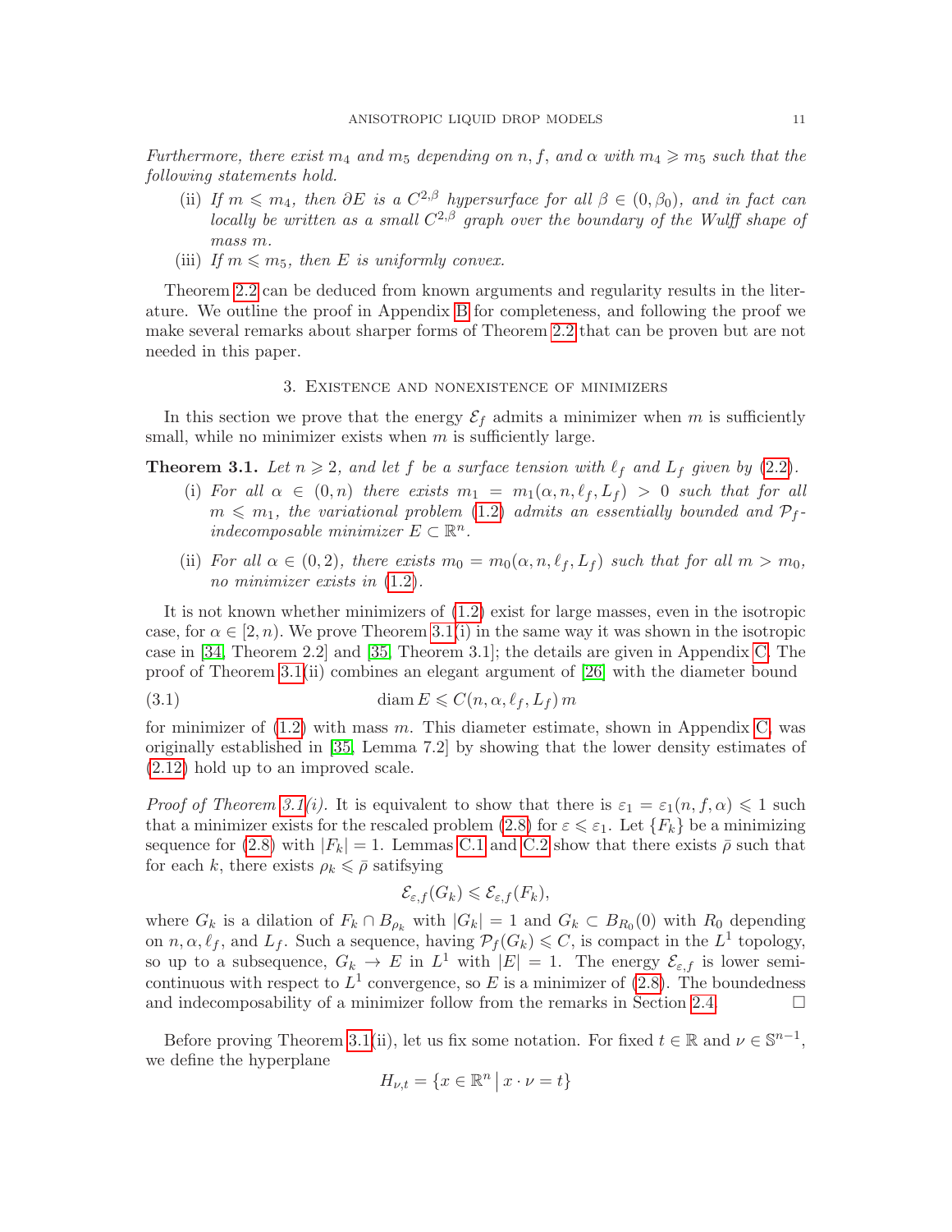*Furthermore, there exist $m_4$ and $m_5$ depending on $n$, $f$, and $\alpha$ with $m_4 \geqslant m_5$ such that the following statements hold.*

(ii) *If $m \leqslant m_4$, then $\partial E$ is a $C^{2,\beta}$ hypersurface for all $\beta \in (0, \beta_0)$, and in fact can locally be written as a small $C^{2,\beta}$ graph over the boundary of the Wulff shape of mass $m$.*

(iii) *If $m \leqslant m_5$, then $E$ is uniformly convex.*

Theorem 2.2 can be deduced from known arguments and regularity results in the literature. We outline the proof in Appendix B for completeness, and following the proof we make several remarks about sharper forms of Theorem 2.2 that can be proven but are not needed in this paper.

## 3. Existence and nonexistence of minimizers

In this section we prove that the energy $\mathcal{E}_f$ admits a minimizer when $m$ is sufficiently small, while no minimizer exists when $m$ is sufficiently large.

**Theorem 3.1.** *Let $n \geqslant 2$, and let $f$ be a surface tension with $\ell_f$ and $L_f$ given by (2.2).*

(i) *For all $\alpha \in (0, n)$ there exists $m_1 = m_1(\alpha, n, \ell_f, L_f) > 0$ such that for all $m \leqslant m_1$, the variational problem (1.2) admits an essentially bounded and $\mathcal{P}_f$-indecomposable minimizer $E \subset \mathbb{R}^n$.*

(ii) *For all $\alpha \in (0, 2)$, there exists $m_0 = m_0(\alpha, n, \ell_f, L_f)$ such that for all $m > m_0$, no minimizer exists in (1.2).*

It is not known whether minimizers of (1.2) exist for large masses, even in the isotropic case, for $\alpha \in [2, n)$. We prove Theorem 3.1(i) in the same way it was shown in the isotropic case in [34, Theorem 2.2] and [35, Theorem 3.1]; the details are given in Appendix C. The proof of Theorem 3.1(ii) combines an elegant argument of [26] with the diameter bound

$$\operatorname{diam} E \leqslant C(n, \alpha, \ell_f, L_f)\, m \tag{3.1}$$

for minimizer of (1.2) with mass $m$. This diameter estimate, shown in Appendix C, was originally established in [35, Lemma 7.2] by showing that the lower density estimates of (2.12) hold up to an improved scale.

*Proof of Theorem 3.1(i).* It is equivalent to show that there is $\varepsilon_1 = \varepsilon_1(n, f, \alpha) \leqslant 1$ such that a minimizer exists for the rescaled problem (2.8) for $\varepsilon \leqslant \varepsilon_1$. Let $\{F_k\}$ be a minimizing sequence for (2.8) with $|F_k| = 1$. Lemmas C.1 and C.2 show that there exists $\bar{\rho}$ such that for each $k$, there exists $\rho_k \leqslant \bar{\rho}$ satifsying

$$\mathcal{E}_{\varepsilon,f}(G_k) \leqslant \mathcal{E}_{\varepsilon,f}(F_k),$$

where $G_k$ is a dilation of $F_k \cap B_{\rho_k}$ with $|G_k| = 1$ and $G_k \subset B_{R_0}(0)$ with $R_0$ depending on $n, \alpha, \ell_f$, and $L_f$. Such a sequence, having $\mathcal{P}_f(G_k) \leqslant C$, is compact in the $L^1$ topology, so up to a subsequence, $G_k \to E$ in $L^1$ with $|E| = 1$. The energy $\mathcal{E}_{\varepsilon,f}$ is lower semicontinuous with respect to $L^1$ convergence, so $E$ is a minimizer of (2.8). The boundedness and indecomposability of a minimizer follow from the remarks in Section 2.4. □

Before proving Theorem 3.1(ii), let us fix some notation. For fixed $t \in \mathbb{R}$ and $\nu \in \mathbb{S}^{n-1}$, we define the hyperplane

$$H_{\nu,t} = \{x \in \mathbb{R}^n \,|\, x \cdot \nu = t\}$$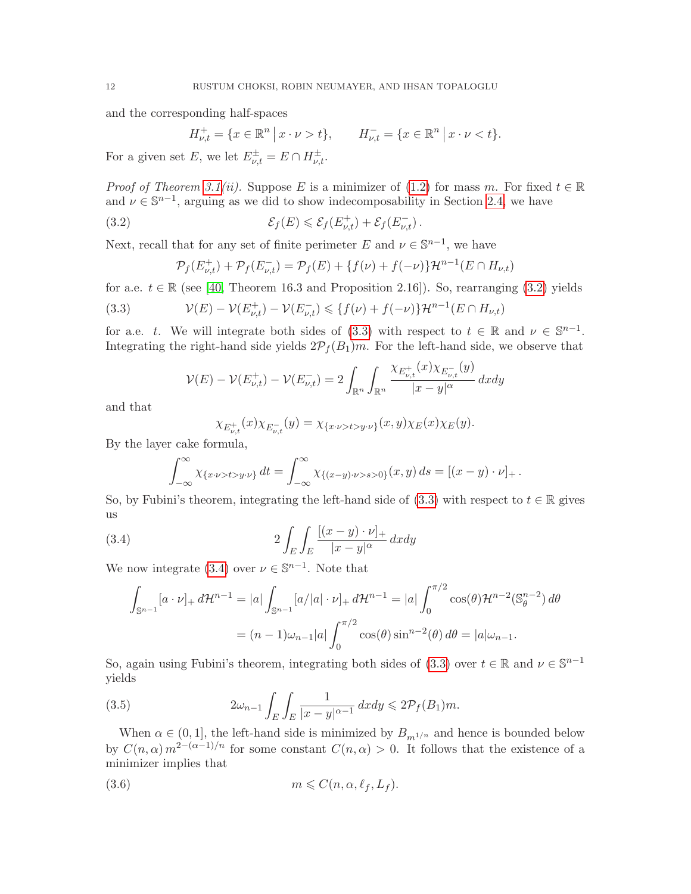and the corresponding half-spaces

$$H^+_{\nu,t} = \{x \in \mathbb{R}^n \,|\, x \cdot \nu > t\}, \qquad H^-_{\nu,t} = \{x \in \mathbb{R}^n \,|\, x \cdot \nu < t\}.$$

For a given set $E$, we let $E^{\pm}_{\nu,t} = E \cap H^{\pm}_{\nu,t}$.

*Proof of Theorem 3.1(ii).* Suppose $E$ is a minimizer of (1.2) for mass $m$. For fixed $t \in \mathbb{R}$ and $\nu \in \mathbb{S}^{n-1}$, arguing as we did to show indecomposability in Section 2.4, we have

$$\mathcal{E}_f(E) \leqslant \mathcal{E}_f(E^+_{\nu,t}) + \mathcal{E}_f(E^-_{\nu,t})\,. \tag{3.2}$$

Next, recall that for any set of finite perimeter $E$ and $\nu \in \mathbb{S}^{n-1}$, we have

$$\mathcal{P}_f(E^+_{\nu,t}) + \mathcal{P}_f(E^-_{\nu,t}) = \mathcal{P}_f(E) + \{f(\nu) + f(-\nu)\}\mathcal{H}^{n-1}(E \cap H_{\nu,t})$$

for a.e. $t \in \mathbb{R}$ (see [40, Theorem 16.3 and Proposition 2.16]). So, rearranging (3.2) yields

$$\mathcal{V}(E) - \mathcal{V}(E^+_{\nu,t}) - \mathcal{V}(E^-_{\nu,t}) \leqslant \{f(\nu) + f(-\nu)\}\mathcal{H}^{n-1}(E \cap H_{\nu,t}) \tag{3.3}$$

for a.e. $t$. We will integrate both sides of (3.3) with respect to $t \in \mathbb{R}$ and $\nu \in \mathbb{S}^{n-1}$. Integrating the right-hand side yields $2\mathcal{P}_f(B_1)m$. For the left-hand side, we observe that

$$\mathcal{V}(E) - \mathcal{V}(E^+_{\nu,t}) - \mathcal{V}(E^-_{\nu,t}) = 2\int_{\mathbb{R}^n}\int_{\mathbb{R}^n} \frac{\chi_{E^+_{\nu,t}}(x)\chi_{E^-_{\nu,t}}(y)}{|x-y|^\alpha}\,dxdy$$

and that

$$\chi_{E^+_{\nu,t}}(x)\chi_{E^-_{\nu,t}}(y) = \chi_{\{x\cdot\nu > t > y\cdot\nu\}}(x,y)\chi_E(x)\chi_E(y).$$

By the layer cake formula,

$$\int_{-\infty}^{\infty} \chi_{\{x\cdot\nu > t > y\cdot\nu\}}\,dt = \int_{-\infty}^{\infty} \chi_{\{(x-y)\cdot\nu > s > 0\}}(x,y)\,ds = [(x-y)\cdot\nu]_+\,.$$

So, by Fubini's theorem, integrating the left-hand side of (3.3) with respect to $t \in \mathbb{R}$ gives us

$$2\int_E\int_E \frac{[(x-y)\cdot\nu]_+}{|x-y|^\alpha}\,dxdy \tag{3.4}$$

We now integrate (3.4) over $\nu \in \mathbb{S}^{n-1}$. Note that

$$\begin{aligned}\int_{\mathbb{S}^{n-1}} [a\cdot\nu]_+\,d\mathcal{H}^{n-1} &= |a|\int_{\mathbb{S}^{n-1}} [a/|a|\cdot\nu]_+\,d\mathcal{H}^{n-1} = |a|\int_0^{\pi/2} \cos(\theta)\mathcal{H}^{n-2}(\mathbb{S}^{n-2}_\theta)\,d\theta \\ &= (n-1)\omega_{n-1}|a|\int_0^{\pi/2}\cos(\theta)\sin^{n-2}(\theta)\,d\theta = |a|\omega_{n-1}.\end{aligned}$$

So, again using Fubini's theorem, integrating both sides of (3.3) over $t \in \mathbb{R}$ and $\nu \in \mathbb{S}^{n-1}$ yields

$$2\omega_{n-1}\int_E\int_E \frac{1}{|x-y|^{\alpha-1}}\,dxdy \leqslant 2\mathcal{P}_f(B_1)m. \tag{3.5}$$

When $\alpha \in (0,1]$, the left-hand side is minimized by $B_{m^{1/n}}$ and hence is bounded below by $C(n,\alpha)\,m^{2-(\alpha-1)/n}$ for some constant $C(n,\alpha) > 0$. It follows that the existence of a minimizer implies that

$$m \leqslant C(n,\alpha,\ell_f,L_f). \tag{3.6}$$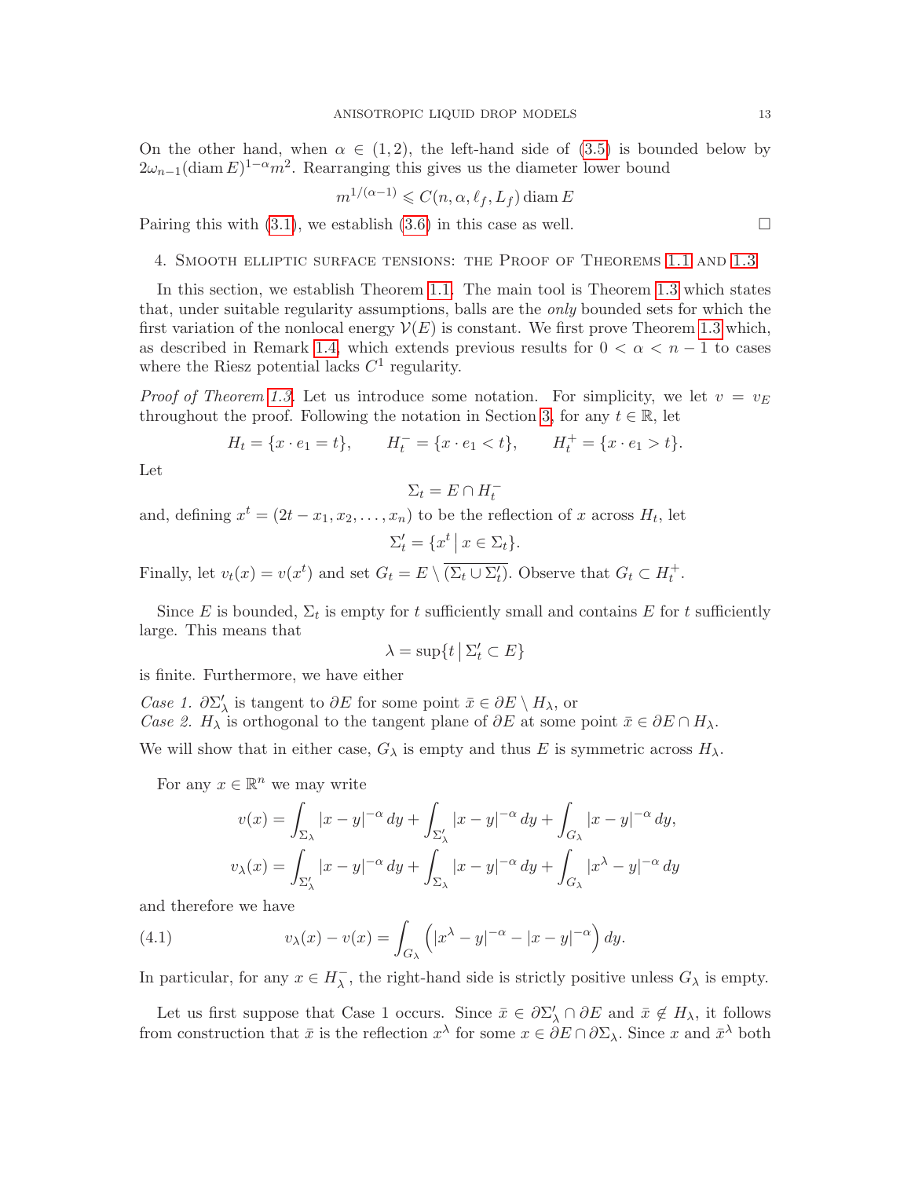On the other hand, when $\alpha \in (1,2)$, the left-hand side of (3.5) is bounded below by $2\omega_{n-1}(\operatorname{diam} E)^{1-\alpha}m^2$. Rearranging this gives us the diameter lower bound

$$m^{1/(\alpha-1)} \leqslant C(n,\alpha,\ell_f,L_f)\operatorname{diam} E$$

Pairing this with (3.1), we establish (3.6) in this case as well. $\square$

## 4. Smooth elliptic surface tensions: the Proof of Theorems 1.1 and 1.3

In this section, we establish Theorem 1.1. The main tool is Theorem 1.3 which states that, under suitable regularity assumptions, balls are the *only* bounded sets for which the first variation of the nonlocal energy $\mathcal{V}(E)$ is constant. We first prove Theorem 1.3 which, as described in Remark 1.4, which extends previous results for $0 < \alpha < n-1$ to cases where the Riesz potential lacks $C^1$ regularity.

*Proof of Theorem 1.3.* Let us introduce some notation. For simplicity, we let $v = v_E$ throughout the proof. Following the notation in Section 3, for any $t \in \mathbb{R}$, let

$$H_t = \{x \cdot e_1 = t\}, \qquad H_t^- = \{x \cdot e_1 < t\}, \qquad H_t^+ = \{x \cdot e_1 > t\}.$$

Let

$$\Sigma_t = E \cap H_t^-$$

and, defining $x^t = (2t - x_1, x_2, \ldots, x_n)$ to be the reflection of $x$ across $H_t$, let

$$\Sigma_t' = \{x^t \,|\, x \in \Sigma_t\}.$$

Finally, let $v_t(x) = v(x^t)$ and set $G_t = E \setminus \overline{(\Sigma_t \cup \Sigma_t')}$. Observe that $G_t \subset H_t^+$.

Since $E$ is bounded, $\Sigma_t$ is empty for $t$ sufficiently small and contains $E$ for $t$ sufficiently large. This means that

$$\lambda = \sup\{t \,|\, \Sigma_t' \subset E\}$$

is finite. Furthermore, we have either

*Case 1.* $\partial\Sigma_\lambda'$ is tangent to $\partial E$ for some point $\bar{x} \in \partial E \setminus H_\lambda$, or
*Case 2.* $H_\lambda$ is orthogonal to the tangent plane of $\partial E$ at some point $\bar{x} \in \partial E \cap H_\lambda$.

We will show that in either case, $G_\lambda$ is empty and thus $E$ is symmetric across $H_\lambda$.

For any $x \in \mathbb{R}^n$ we may write

$$v(x) = \int_{\Sigma_\lambda} |x-y|^{-\alpha}\,dy + \int_{\Sigma_\lambda'} |x-y|^{-\alpha}\,dy + \int_{G_\lambda} |x-y|^{-\alpha}\,dy,$$
$$v_\lambda(x) = \int_{\Sigma_\lambda'} |x-y|^{-\alpha}\,dy + \int_{\Sigma_\lambda} |x-y|^{-\alpha}\,dy + \int_{G_\lambda} |x^\lambda-y|^{-\alpha}\,dy$$

and therefore we have

$$v_\lambda(x) - v(x) = \int_{G_\lambda} \left(|x^\lambda - y|^{-\alpha} - |x-y|^{-\alpha}\right)dy. \tag{4.1}$$

In particular, for any $x \in H_\lambda^-$, the right-hand side is strictly positive unless $G_\lambda$ is empty.

Let us first suppose that Case 1 occurs. Since $\bar{x} \in \partial\Sigma_\lambda' \cap \partial E$ and $\bar{x} \notin H_\lambda$, it follows from construction that $\bar{x}$ is the reflection $x^\lambda$ for some $x \in \partial E \cap \partial\Sigma_\lambda$. Since $x$ and $\bar{x}^\lambda$ both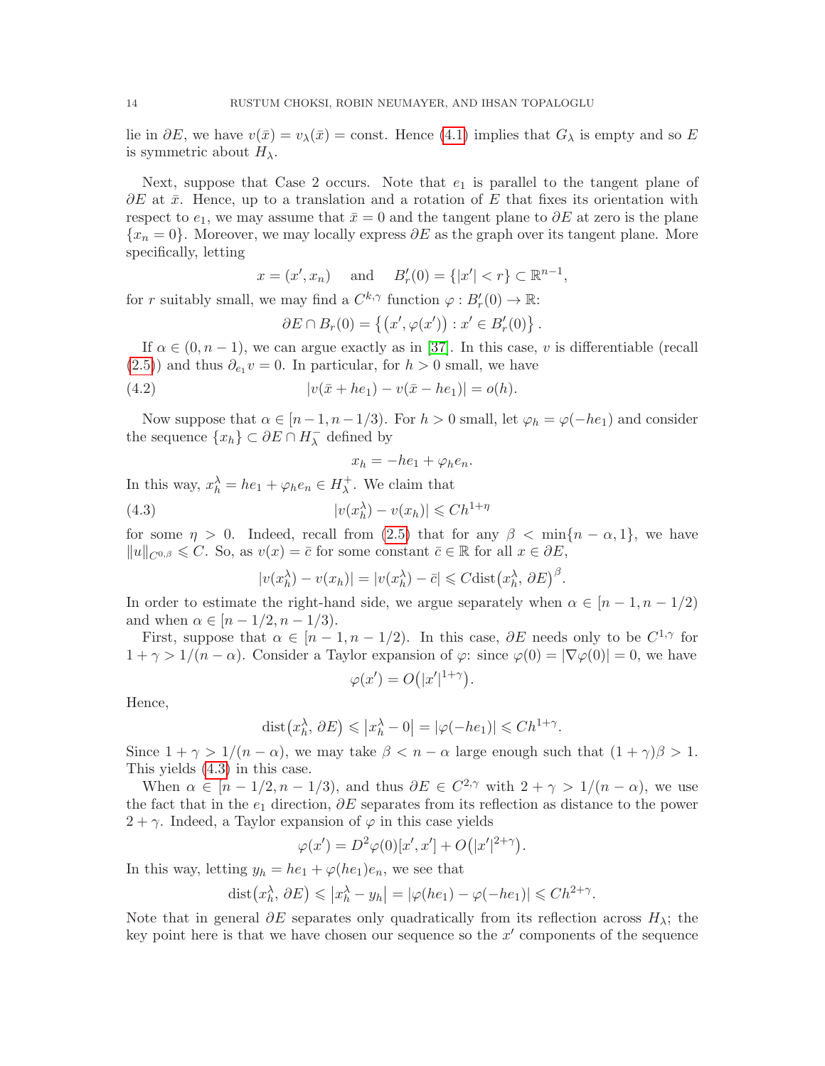lie in $\partial E$, we have $v(\bar{x}) = v_\lambda(\bar{x}) = \text{const}$. Hence (4.1) implies that $G_\lambda$ is empty and so $E$ is symmetric about $H_\lambda$.

Next, suppose that Case 2 occurs. Note that $e_1$ is parallel to the tangent plane of $\partial E$ at $\bar{x}$. Hence, up to a translation and a rotation of $E$ that fixes its orientation with respect to $e_1$, we may assume that $\bar{x} = 0$ and the tangent plane to $\partial E$ at zero is the plane $\{x_n = 0\}$. Moreover, we may locally express $\partial E$ as the graph over its tangent plane. More specifically, letting

$$x = (x', x_n) \quad \text{and} \quad B'_r(0) = \{|x'| < r\} \subset \mathbb{R}^{n-1},$$

for $r$ suitably small, we may find a $C^{k,\gamma}$ function $\varphi : B'_r(0) \to \mathbb{R}$:

$$\partial E \cap B_r(0) = \left\{ \left(x', \varphi(x')\right) : x' \in B'_r(0) \right\}.$$

If $\alpha \in (0, n-1)$, we can argue exactly as in [37]. In this case, $v$ is differentiable (recall (2.5)) and thus $\partial_{e_1} v = 0$. In particular, for $h > 0$ small, we have

$$|v(\bar{x} + he_1) - v(\bar{x} - he_1)| = o(h). \tag{4.2}$$

Now suppose that $\alpha \in [n-1, n-1/3)$. For $h > 0$ small, let $\varphi_h = \varphi(-he_1)$ and consider the sequence $\{x_h\} \subset \partial E \cap H_\lambda^-$ defined by

$$x_h = -he_1 + \varphi_h e_n.$$

In this way, $x_h^\lambda = he_1 + \varphi_h e_n \in H_\lambda^+$. We claim that

$$|v(x_h^\lambda) - v(x_h)| \leqslant Ch^{1+\eta} \tag{4.3}$$

for some $\eta > 0$. Indeed, recall from (2.5) that for any $\beta < \min\{n - \alpha, 1\}$, we have $\|u\|_{C^{0,\beta}} \leqslant C$. So, as $v(x) = \bar{c}$ for some constant $\bar{c} \in \mathbb{R}$ for all $x \in \partial E$,

$$|v(x_h^\lambda) - v(x_h)| = |v(x_h^\lambda) - \bar{c}| \leqslant C \operatorname{dist}\left(x_h^\lambda, \partial E\right)^\beta.$$

In order to estimate the right-hand side, we argue separately when $\alpha \in [n-1, n-1/2)$ and when $\alpha \in [n-1/2, n-1/3)$.

First, suppose that $\alpha \in [n-1, n-1/2)$. In this case, $\partial E$ needs only to be $C^{1,\gamma}$ for $1 + \gamma > 1/(n-\alpha)$. Consider a Taylor expansion of $\varphi$: since $\varphi(0) = |\nabla\varphi(0)| = 0$, we have

$$\varphi(x') = O\left(|x'|^{1+\gamma}\right).$$

Hence,

$$\operatorname{dist}\left(x_h^\lambda, \partial E\right) \leqslant \left|x_h^\lambda - 0\right| = |\varphi(-he_1)| \leqslant Ch^{1+\gamma}.$$

Since $1 + \gamma > 1/(n-\alpha)$, we may take $\beta < n - \alpha$ large enough such that $(1+\gamma)\beta > 1$. This yields (4.3) in this case.

When $\alpha \in [n-1/2, n-1/3)$, and thus $\partial E \in C^{2,\gamma}$ with $2 + \gamma > 1/(n-\alpha)$, we use the fact that in the $e_1$ direction, $\partial E$ separates from its reflection as distance to the power $2 + \gamma$. Indeed, a Taylor expansion of $\varphi$ in this case yields

$$\varphi(x') = D^2\varphi(0)[x', x'] + O\left(|x'|^{2+\gamma}\right).$$

In this way, letting $y_h = he_1 + \varphi(he_1)e_n$, we see that

$$\operatorname{dist}\left(x_h^\lambda, \partial E\right) \leqslant \left|x_h^\lambda - y_h\right| = |\varphi(he_1) - \varphi(-he_1)| \leqslant Ch^{2+\gamma}.$$

Note that in general $\partial E$ separates only quadratically from its reflection across $H_\lambda$; the key point here is that we have chosen our sequence so the $x'$ components of the sequence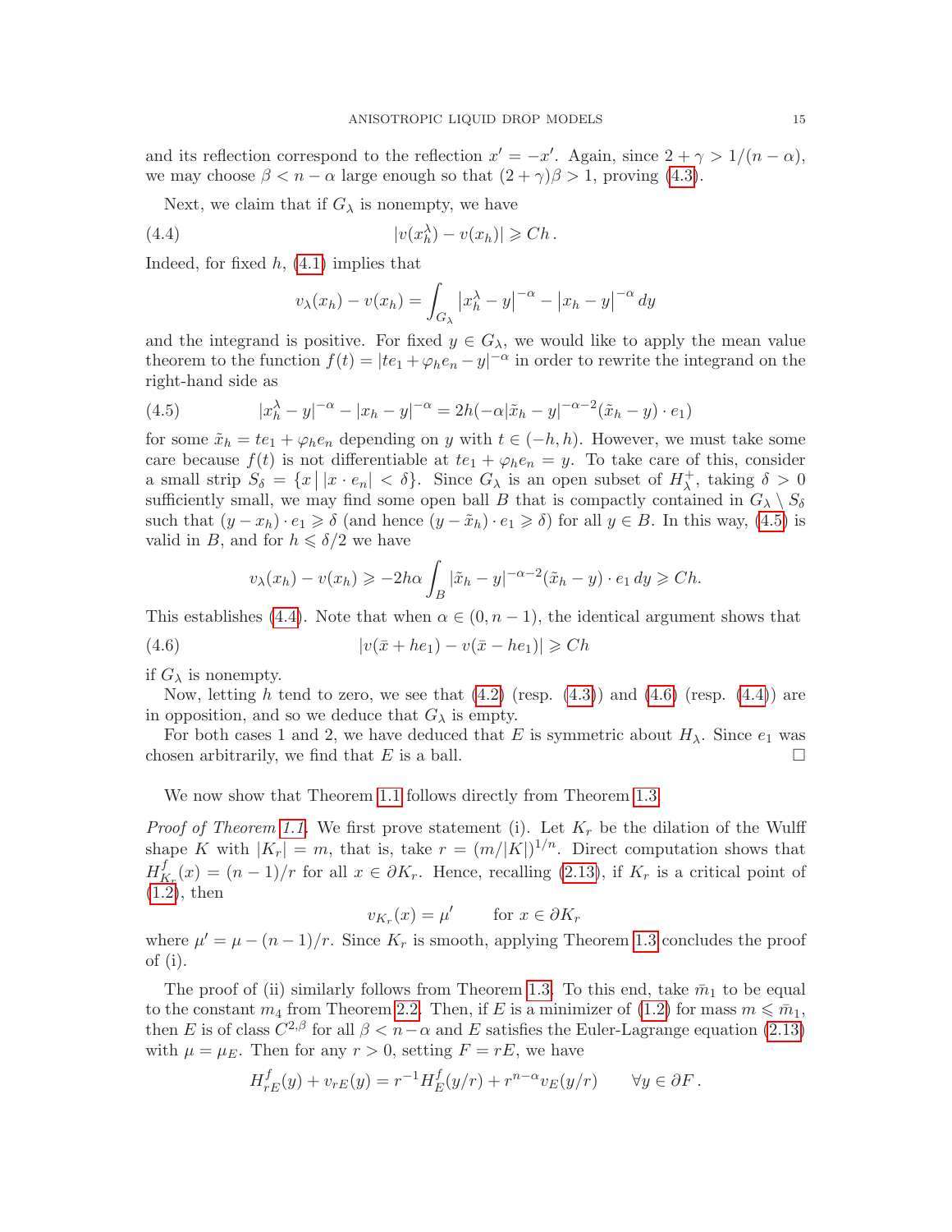and its reflection correspond to the reflection $x' = -x'$. Again, since $2+\gamma > 1/(n-\alpha)$, we may choose $\beta < n-\alpha$ large enough so that $(2+\gamma)\beta > 1$, proving (4.3).

Next, we claim that if $G_\lambda$ is nonempty, we have

$$
|v(x_h^\lambda) - v(x_h)| \geqslant Ch\,. \tag{4.4}
$$

Indeed, for fixed $h$, (4.1) implies that

$$
v_\lambda(x_h) - v(x_h) = \int_{G_\lambda} \left|x_h^\lambda - y\right|^{-\alpha} - \left|x_h - y\right|^{-\alpha} dy
$$

and the integrand is positive. For fixed $y \in G_\lambda$, we would like to apply the mean value theorem to the function $f(t) = |te_1 + \varphi_h e_n - y|^{-\alpha}$ in order to rewrite the integrand on the right-hand side as

$$
|x_h^\lambda - y|^{-\alpha} - |x_h - y|^{-\alpha} = 2h(-\alpha|\tilde{x}_h - y|^{-\alpha-2}(\tilde{x}_h - y)\cdot e_1) \tag{4.5}
$$

for some $\tilde{x}_h = te_1 + \varphi_h e_n$ depending on $y$ with $t \in (-h,h)$. However, we must take some care because $f(t)$ is not differentiable at $te_1 + \varphi_h e_n = y$. To take care of this, consider a small strip $S_\delta = \{x \,|\, |x\cdot e_n| < \delta\}$. Since $G_\lambda$ is an open subset of $H_\lambda^+$, taking $\delta > 0$ sufficiently small, we may find some open ball $B$ that is compactly contained in $G_\lambda \setminus S_\delta$ such that $(y - x_h)\cdot e_1 \geqslant \delta$ (and hence $(y-\tilde{x}_h)\cdot e_1 \geqslant \delta$) for all $y \in B$. In this way, (4.5) is valid in $B$, and for $h \leqslant \delta/2$ we have

$$
v_\lambda(x_h) - v(x_h) \geqslant -2h\alpha \int_B |\tilde{x}_h - y|^{-\alpha-2}(\tilde{x}_h - y)\cdot e_1\, dy \geqslant Ch.
$$

This establishes (4.4). Note that when $\alpha \in (0, n-1)$, the identical argument shows that

$$
|v(\bar{x} + he_1) - v(\bar{x} - he_1)| \geqslant Ch \tag{4.6}
$$

if $G_\lambda$ is nonempty.

Now, letting $h$ tend to zero, we see that (4.2) (resp. (4.3)) and (4.6) (resp. (4.4)) are in opposition, and so we deduce that $G_\lambda$ is empty.

For both cases 1 and 2, we have deduced that $E$ is symmetric about $H_\lambda$. Since $e_1$ was chosen arbitrarily, we find that $E$ is a ball. $\square$

We now show that Theorem 1.1 follows directly from Theorem 1.3.

*Proof of Theorem 1.1.* We first prove statement (i). Let $K_r$ be the dilation of the Wulff shape $K$ with $|K_r| = m$, that is, take $r = (m/|K|)^{1/n}$. Direct computation shows that $H^f_{K_r}(x) = (n-1)/r$ for all $x \in \partial K_r$. Hence, recalling (2.13), if $K_r$ is a critical point of (1.2), then

$$
v_{K_r}(x) = \mu' \qquad \text{for } x \in \partial K_r
$$

where $\mu' = \mu - (n-1)/r$. Since $K_r$ is smooth, applying Theorem 1.3 concludes the proof of (i).

The proof of (ii) similarly follows from Theorem 1.3. To this end, take $\bar{m}_1$ to be equal to the constant $m_4$ from Theorem 2.2. Then, if $E$ is a minimizer of (1.2) for mass $m \leqslant \bar{m}_1$, then $E$ is of class $C^{2,\beta}$ for all $\beta < n-\alpha$ and $E$ satisfies the Euler-Lagrange equation (2.13) with $\mu = \mu_E$. Then for any $r > 0$, setting $F = rE$, we have

$$
H^f_{rE}(y) + v_{rE}(y) = r^{-1}H^f_E(y/r) + r^{n-\alpha}v_E(y/r) \qquad \forall y \in \partial F\,.
$$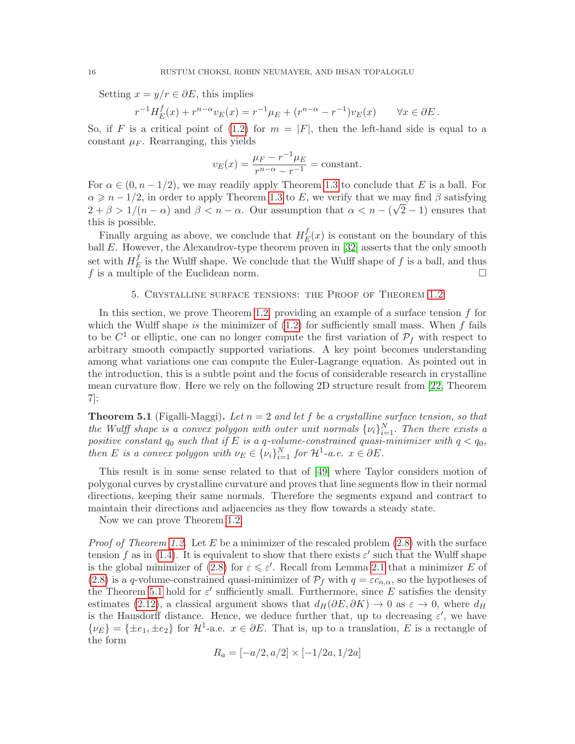Setting $x = y/r \in \partial E$, this implies

$$r^{-1} H^f_E(x) + r^{n-\alpha} v_E(x) = r^{-1}\mu_E + (r^{n-\alpha} - r^{-1}) v_E(x) \qquad \forall x \in \partial E\,.$$

So, if $F$ is a critical point of (1.2) for $m = |F|$, then the left-hand side is equal to a constant $\mu_F$. Rearranging, this yields

$$v_E(x) = \frac{\mu_F - r^{-1}\mu_E}{r^{n-\alpha} - r^{-1}} = \text{constant}.$$

For $\alpha \in (0, n-1/2)$, we may readily apply Theorem 1.3 to conclude that $E$ is a ball. For $\alpha \geqslant n - 1/2$, in order to apply Theorem 1.3 to $E$, we verify that we may find $\beta$ satisfying $2 + \beta > 1/(n-\alpha)$ and $\beta < n - \alpha$. Our assumption that $\alpha < n - (\sqrt{2} - 1)$ ensures that this is possible.

Finally arguing as above, we conclude that $H^f_E(x)$ is constant on the boundary of this ball $E$. However, the Alexandrov-type theorem proven in [32] asserts that the only smooth set with $H^f_E$ is the Wulff shape. We conclude that the Wulff shape of $f$ is a ball, and thus $f$ is a multiple of the Euclidean norm. $\square$

## 5. Crystalline surface tensions: the Proof of Theorem 1.2

In this section, we prove Theorem 1.2, providing an example of a surface tension $f$ for which the Wulff shape *is* the minimizer of (1.2) for sufficiently small mass. When $f$ fails to be $C^1$ or elliptic, one can no longer compute the first variation of $\mathcal{P}_f$ with respect to arbitrary smooth compactly supported variations. A key point becomes understanding among what variations one can compute the Euler-Lagrange equation. As pointed out in the introduction, this is a subtle point and the focus of considerable research in crystalline mean curvature flow. Here we rely on the following 2D structure result from [22, Theorem 7]:

**Theorem 5.1** (Figalli-Maggi)**.** *Let $n = 2$ and let $f$ be a crystalline surface tension, so that the Wulff shape is a convex polygon with outer unit normals $\{\nu_i\}_{i=1}^N$. Then there exists a positive constant $q_0$ such that if $E$ is a $q$-volume-constrained quasi-minimizer with $q < q_0$, then $E$ is a convex polygon with $\nu_E \in \{\nu_i\}_{i=1}^N$ for $\mathcal{H}^1$-a.e. $x \in \partial E$.*

This result is in some sense related to that of [49] where Taylor considers motion of polygonal curves by crystalline curvature and proves that line segments flow in their normal directions, keeping their same normals. Therefore the segments expand and contract to maintain their directions and adjacencies as they flow towards a steady state.

Now we can prove Theorem 1.2.

*Proof of Theorem 1.2.* Let $E$ be a minimizer of the rescaled problem (2.8) with the surface tension $f$ as in (1.4). It is equivalent to show that there exists $\varepsilon'$ such that the Wulff shape is the global minimizer of (2.8) for $\varepsilon \leqslant \varepsilon'$. Recall from Lemma 2.1 that a minimizer $E$ of (2.8) is a $q$-volume-constrained quasi-minimizer of $\mathcal{P}_f$ with $q = \varepsilon c_{n,\alpha}$, so the hypotheses of the Theorem 5.1 hold for $\varepsilon'$ sufficiently small. Furthermore, since $E$ satisfies the density estimates (2.12), a classical argument shows that $d_H(\partial E, \partial K) \to 0$ as $\varepsilon \to 0$, where $d_H$ is the Hausdorff distance. Hence, we deduce further that, up to decreasing $\varepsilon'$, we have $\{\nu_E\} = \{\pm e_1, \pm e_2\}$ for $\mathcal{H}^1$-a.e. $x \in \partial E$. That is, up to a translation, $E$ is a rectangle of the form

$$R_a = [-a/2, a/2] \times [-1/2a, 1/2a]$$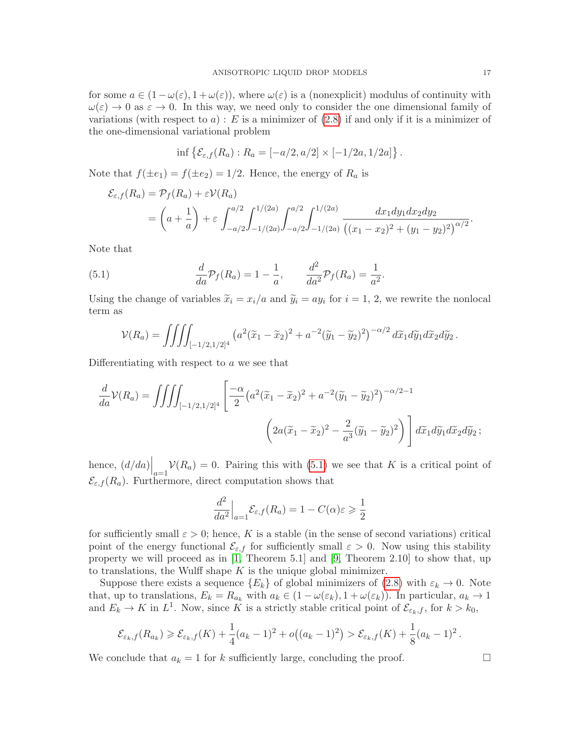for some $a \in (1-\omega(\varepsilon), 1+\omega(\varepsilon))$, where $\omega(\varepsilon)$ is a (nonexplicit) modulus of continuity with $\omega(\varepsilon) \to 0$ as $\varepsilon \to 0$. In this way, we need only to consider the one dimensional family of variations (with respect to $a$) : $E$ is a minimizer of (2.8) if and only if it is a minimizer of the one-dimensional variational problem

$$\inf\left\{\mathcal{E}_{\varepsilon,f}(R_a) : R_a = [-a/2, a/2] \times [-1/2a, 1/2a]\right\}.$$

Note that $f(\pm e_1) = f(\pm e_2) = 1/2$. Hence, the energy of $R_a$ is

$$\begin{aligned}
\mathcal{E}_{\varepsilon,f}(R_a) &= \mathcal{P}_f(R_a) + \varepsilon \mathcal{V}(R_a) \\
&= \left(a + \frac{1}{a}\right) + \varepsilon \int_{-a/2}^{a/2}\int_{-1/(2a)}^{1/(2a)}\int_{-a/2}^{a/2}\int_{-1/(2a)}^{1/(2a)} \frac{dx_1 dy_1 dx_2 dy_2}{\left((x_1-x_2)^2 + (y_1-y_2)^2\right)^{\alpha/2}}.
\end{aligned}$$

Note that

$$\frac{d}{da}\mathcal{P}_f(R_a) = 1 - \frac{1}{a}, \qquad \frac{d^2}{da^2}\mathcal{P}_f(R_a) = \frac{1}{a^2}. \tag{5.1}$$

Using the change of variables $\widetilde{x}_i = x_i/a$ and $\widetilde{y}_i = a y_i$ for $i = 1, 2$, we rewrite the nonlocal term as

$$\mathcal{V}(R_a) = \iiiint_{[-1/2,1/2]^4} \left(a^2(\widetilde{x}_1 - \widetilde{x}_2)^2 + a^{-2}(\widetilde{y}_1 - \widetilde{y}_2)^2\right)^{-\alpha/2} d\widetilde{x}_1 d\widetilde{y}_1 d\widetilde{x}_2 d\widetilde{y}_2\,.$$

Differentiating with respect to $a$ we see that

$$\begin{aligned}
\frac{d}{da}\mathcal{V}(R_a) = \iiiint_{[-1/2,1/2]^4} \Bigg[ \frac{-\alpha}{2}\left(a^2(\widetilde{x}_1 - \widetilde{x}_2)^2 + a^{-2}(\widetilde{y}_1 - \widetilde{y}_2)^2\right)^{-\alpha/2-1} \\
\left(2a(\widetilde{x}_1 - \widetilde{x}_2)^2 - \frac{2}{a^3}(\widetilde{y}_1 - \widetilde{y}_2)^2\right) \Bigg] d\widetilde{x}_1 d\widetilde{y}_1 d\widetilde{x}_2 d\widetilde{y}_2\,;
\end{aligned}$$

hence, $(d/da)\Big|_{a=1}\mathcal{V}(R_a) = 0$. Pairing this with (5.1) we see that $K$ is a critical point of $\mathcal{E}_{\varepsilon,f}(R_a)$. Furthermore, direct computation shows that

$$\frac{d^2}{da^2}\Big|_{a=1}\mathcal{E}_{\varepsilon,f}(R_a) = 1 - C(\alpha)\varepsilon \geqslant \frac{1}{2}$$

for sufficiently small $\varepsilon > 0$; hence, $K$ is a stable (in the sense of second variations) critical point of the energy functional $\mathcal{E}_{\varepsilon,f}$ for sufficiently small $\varepsilon > 0$. Now using this stability property we will proceed as in [1, Theorem 5.1] and [9, Theorem 2.10] to show that, up to translations, the Wulff shape $K$ is the unique global minimizer.

Suppose there exists a sequence $\{E_k\}$ of global minimizers of (2.8) with $\varepsilon_k \to 0$. Note that, up to translations, $E_k = R_{a_k}$ with $a_k \in (1-\omega(\varepsilon_k), 1+\omega(\varepsilon_k))$. In particular, $a_k \to 1$ and $E_k \to K$ in $L^1$. Now, since $K$ is a strictly stable critical point of $\mathcal{E}_{\varepsilon_k,f}$, for $k > k_0$,

$$\mathcal{E}_{\varepsilon_k,f}(R_{a_k}) \geqslant \mathcal{E}_{\varepsilon_k,f}(K) + \frac{1}{4}(a_k-1)^2 + o\big((a_k-1)^2\big) > \mathcal{E}_{\varepsilon_k,f}(K) + \frac{1}{8}(a_k-1)^2\,.$$

We conclude that $a_k = 1$ for $k$ sufficiently large, concluding the proof. $\square$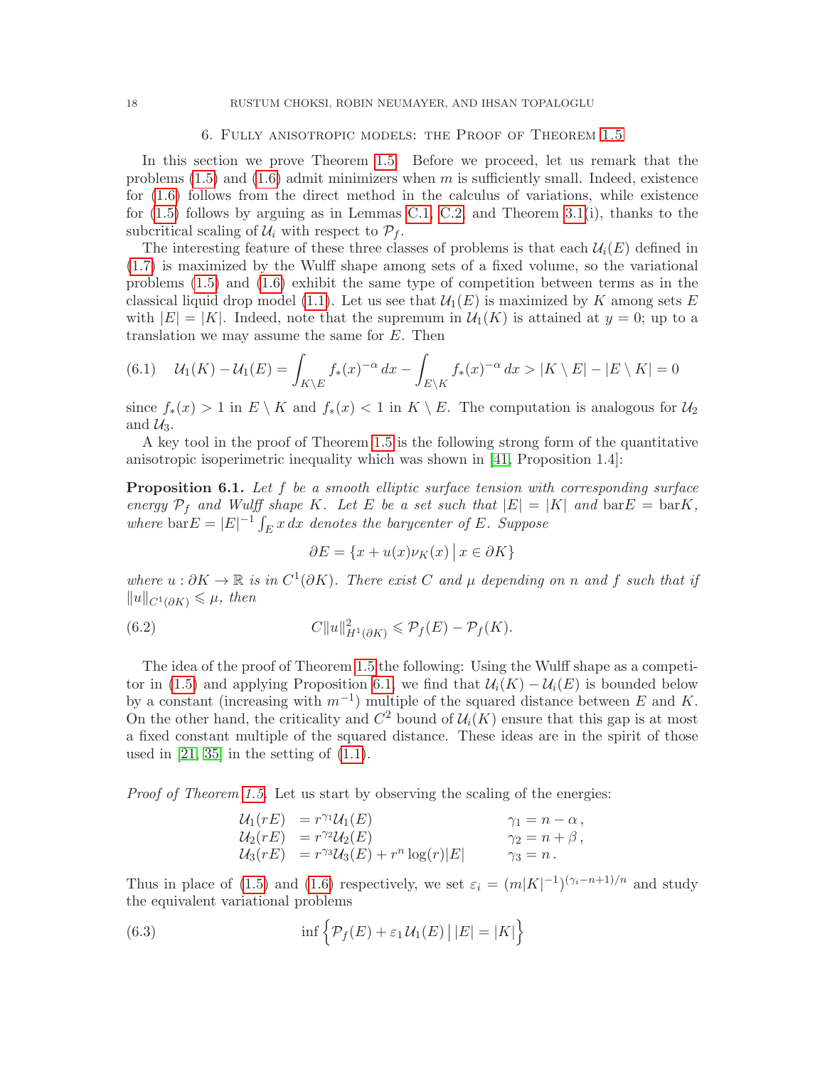## 6. Fully anisotropic models: the Proof of Theorem 1.5

In this section we prove Theorem 1.5. Before we proceed, let us remark that the problems (1.5) and (1.6) admit minimizers when $m$ is sufficiently small. Indeed, existence for (1.6) follows from the direct method in the calculus of variations, while existence for (1.5) follows by arguing as in Lemmas C.1, C.2 and Theorem 3.1(i), thanks to the subcritical scaling of $\mathcal{U}_i$ with respect to $\mathcal{P}_f$.

The interesting feature of these three classes of problems is that each $\mathcal{U}_i(E)$ defined in (1.7) is maximized by the Wulff shape among sets of a fixed volume, so the variational problems (1.5) and (1.6) exhibit the same type of competition between terms as in the classical liquid drop model (1.1). Let us see that $\mathcal{U}_1(E)$ is maximized by $K$ among sets $E$ with $|E| = |K|$. Indeed, note that the supremum in $\mathcal{U}_1(K)$ is attained at $y = 0$; up to a translation we may assume the same for $E$. Then

$$
\mathcal{U}_1(K) - \mathcal{U}_1(E) = \int_{K\setminus E} f_*(x)^{-\alpha}\,dx - \int_{E\setminus K} f_*(x)^{-\alpha}\,dx > |K \setminus E| - |E \setminus K| = 0 \tag{6.1}
$$

since $f_*(x) > 1$ in $E \setminus K$ and $f_*(x) < 1$ in $K \setminus E$. The computation is analogous for $\mathcal{U}_2$ and $\mathcal{U}_3$.

A key tool in the proof of Theorem 1.5 is the following strong form of the quantitative anisotropic isoperimetric inequality which was shown in [41, Proposition 1.4]:

**Proposition 6.1.** *Let $f$ be a smooth elliptic surface tension with corresponding surface energy $\mathcal{P}_f$ and Wulff shape $K$. Let $E$ be a set such that $|E| = |K|$ and $\mathrm{bar}E = \mathrm{bar}K$, where $\mathrm{bar}E = |E|^{-1}\int_E x\,dx$ denotes the barycenter of $E$. Suppose*

$$
\partial E = \{x + u(x)\nu_K(x) \,|\, x \in \partial K\}
$$

*where $u : \partial K \to \mathbb{R}$ is in $C^1(\partial K)$. There exist $C$ and $\mu$ depending on $n$ and $f$ such that if $\|u\|_{C^1(\partial K)} \leqslant \mu$, then*

$$
C\|u\|^2_{H^1(\partial K)} \leqslant \mathcal{P}_f(E) - \mathcal{P}_f(K). \tag{6.2}
$$

The idea of the proof of Theorem 1.5 the following: Using the Wulff shape as a competitor in (1.5) and applying Proposition 6.1, we find that $\mathcal{U}_i(K) - \mathcal{U}_i(E)$ is bounded below by a constant (increasing with $m^{-1}$) multiple of the squared distance between $E$ and $K$. On the other hand, the criticality and $C^2$ bound of $\mathcal{U}_i(K)$ ensure that this gap is at most a fixed constant multiple of the squared distance. These ideas are in the spirit of those used in [21, 35] in the setting of (1.1).

*Proof of Theorem 1.5.* Let us start by observing the scaling of the energies:

$$
\begin{aligned}
\mathcal{U}_1(rE) &= r^{\gamma_1}\mathcal{U}_1(E) & \gamma_1 &= n - \alpha\,,\\
\mathcal{U}_2(rE) &= r^{\gamma_2}\mathcal{U}_2(E) & \gamma_2 &= n + \beta\,,\\
\mathcal{U}_3(rE) &= r^{\gamma_3}\mathcal{U}_3(E) + r^n\log(r)|E| & \gamma_3 &= n\,.
\end{aligned}
$$

Thus in place of (1.5) and (1.6) respectively, we set $\varepsilon_i = (m|K|^{-1})^{(\gamma_i - n+1)/n}$ and study the equivalent variational problems

$$
\inf\Big\{\mathcal{P}_f(E) + \varepsilon_1\,\mathcal{U}_1(E)\,\Big|\,|E| = |K|\Big\} \tag{6.3}
$$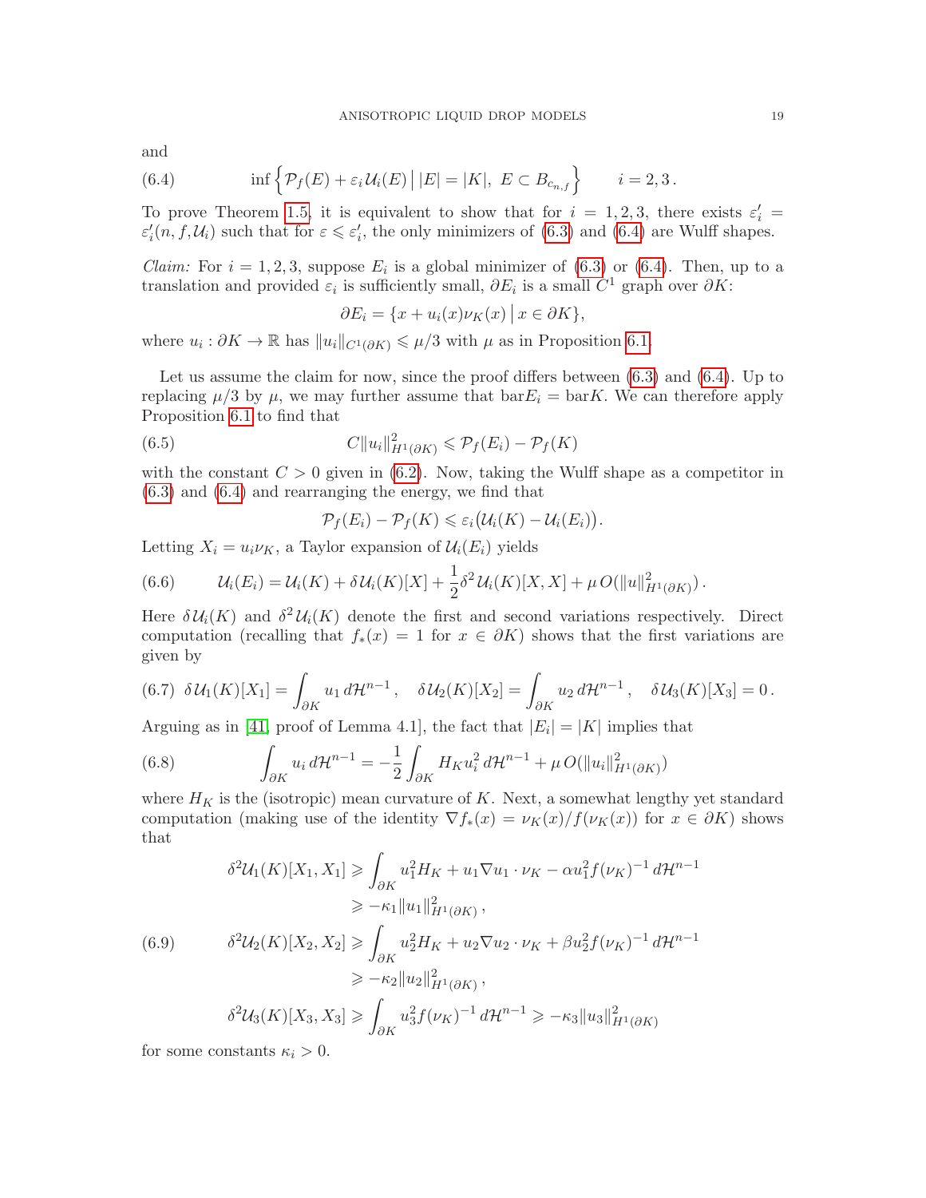and

$$\inf\Big\{\mathcal{P}_f(E)+\varepsilon_i\,\mathcal{U}_i(E)\,\Big|\,|E|=|K|,\ E\subset B_{c_{n,f}}\Big\}\qquad i=2,3\,. \tag{6.4}$$

To prove Theorem 1.5, it is equivalent to show that for $i=1,2,3$, there exists $\varepsilon_i'=\varepsilon_i'(n,f,\mathcal{U}_i)$ such that for $\varepsilon\leqslant\varepsilon_i'$, the only minimizers of (6.3) and (6.4) are Wulff shapes.

*Claim:* For $i=1,2,3$, suppose $E_i$ is a global minimizer of (6.3) or (6.4). Then, up to a translation and provided $\varepsilon_i$ is sufficiently small, $\partial E_i$ is a small $C^1$ graph over $\partial K$:

$$\partial E_i=\{x+u_i(x)\nu_K(x)\,|\,x\in\partial K\},$$

where $u_i:\partial K\to\mathbb{R}$ has $\|u_i\|_{C^1(\partial K)}\leqslant\mu/3$ with $\mu$ as in Proposition 6.1.

Let us assume the claim for now, since the proof differs between (6.3) and (6.4). Up to replacing $\mu/3$ by $\mu$, we may further assume that $\mathrm{bar}E_i=\mathrm{bar}K$. We can therefore apply Proposition 6.1 to find that

$$C\|u_i\|^2_{H^1(\partial K)}\leqslant\mathcal{P}_f(E_i)-\mathcal{P}_f(K) \tag{6.5}$$

with the constant $C>0$ given in (6.2). Now, taking the Wulff shape as a competitor in (6.3) and (6.4) and rearranging the energy, we find that

$$\mathcal{P}_f(E_i)-\mathcal{P}_f(K)\leqslant\varepsilon_i\big(\mathcal{U}_i(K)-\mathcal{U}_i(E_i)\big).$$

Letting $X_i=u_i\nu_K$, a Taylor expansion of $\mathcal{U}_i(E_i)$ yields

$$\mathcal{U}_i(E_i)=\mathcal{U}_i(K)+\delta\,\mathcal{U}_i(K)[X]+\frac{1}{2}\delta^2\,\mathcal{U}_i(K)[X,X]+\mu\,O(\|u\|^2_{H^1(\partial K)})\,. \tag{6.6}$$

Here $\delta\,\mathcal{U}_i(K)$ and $\delta^2\,\mathcal{U}_i(K)$ denote the first and second variations respectively. Direct computation (recalling that $f_*(x)=1$ for $x\in\partial K$) shows that the first variations are given by

$$\delta\,\mathcal{U}_1(K)[X_1]=\int_{\partial K}u_1\,d\mathcal{H}^{n-1}\,,\quad\delta\,\mathcal{U}_2(K)[X_2]=\int_{\partial K}u_2\,d\mathcal{H}^{n-1}\,,\quad\delta\,\mathcal{U}_3(K)[X_3]=0\,. \tag{6.7}$$

Arguing as in [41, proof of Lemma 4.1], the fact that $|E_i|=|K|$ implies that

$$\int_{\partial K}u_i\,d\mathcal{H}^{n-1}=-\frac{1}{2}\int_{\partial K}H_Ku_i^2\,d\mathcal{H}^{n-1}+\mu\,O(\|u_i\|^2_{H^1(\partial K)}) \tag{6.8}$$

where $H_K$ is the (isotropic) mean curvature of $K$. Next, a somewhat lengthy yet standard computation (making use of the identity $\nabla f_*(x)=\nu_K(x)/f(\nu_K(x))$ for $x\in\partial K$) shows that

$$\begin{aligned}
\delta^2\mathcal{U}_1(K)[X_1,X_1]&\geqslant\int_{\partial K}u_1^2H_K+u_1\nabla u_1\cdot\nu_K-\alpha u_1^2f(\nu_K)^{-1}\,d\mathcal{H}^{n-1}\\
&\geqslant-\kappa_1\|u_1\|^2_{H^1(\partial K)}\,,\\
\delta^2\mathcal{U}_2(K)[X_2,X_2]&\geqslant\int_{\partial K}u_2^2H_K+u_2\nabla u_2\cdot\nu_K+\beta u_2^2f(\nu_K)^{-1}\,d\mathcal{H}^{n-1}\\
&\geqslant-\kappa_2\|u_2\|^2_{H^1(\partial K)}\,,\\
\delta^2\mathcal{U}_3(K)[X_3,X_3]&\geqslant\int_{\partial K}u_3^2f(\nu_K)^{-1}\,d\mathcal{H}^{n-1}\geqslant-\kappa_3\|u_3\|^2_{H^1(\partial K)}
\end{aligned} \tag{6.9}$$

for some constants $\kappa_i>0$.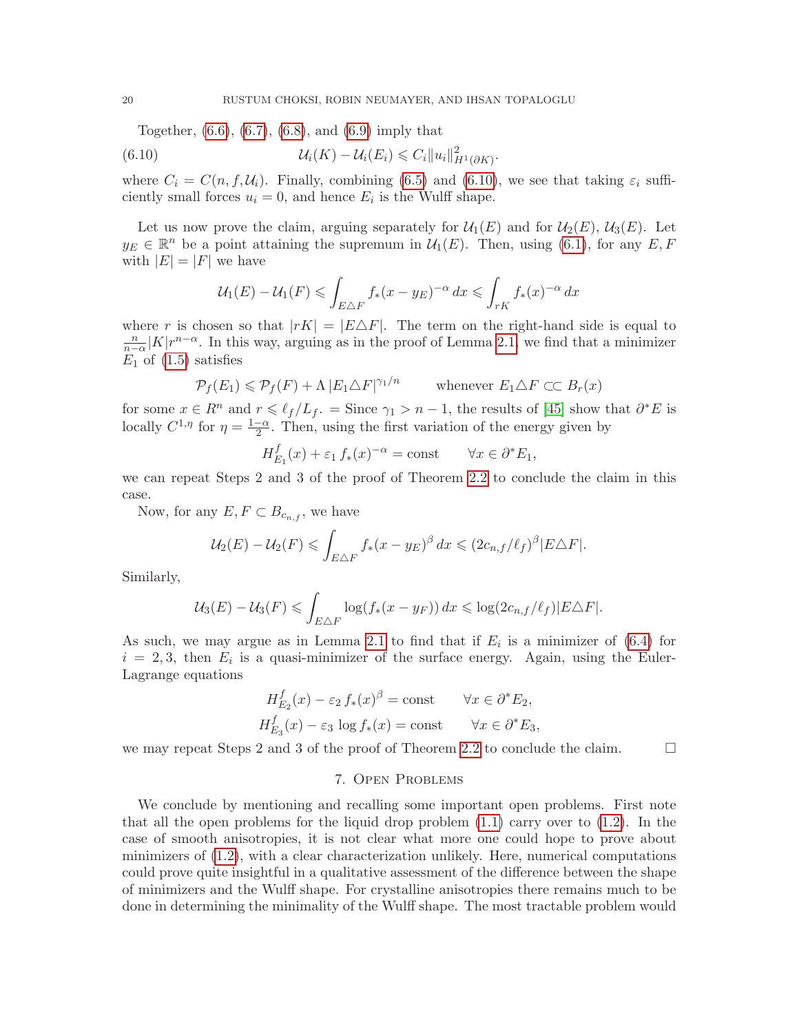Together, (6.6), (6.7), (6.8), and (6.9) imply that

$$\mathcal{U}_i(K) - \mathcal{U}_i(E_i) \leqslant C_i \|u_i\|^2_{H^1(\partial K)}. \tag{6.10}$$

where $C_i = C(n, f, \mathcal{U}_i)$. Finally, combining (6.5) and (6.10), we see that taking $\varepsilon_i$ sufficiently small forces $u_i = 0$, and hence $E_i$ is the Wulff shape.

Let us now prove the claim, arguing separately for $\mathcal{U}_1(E)$ and for $\mathcal{U}_2(E)$, $\mathcal{U}_3(E)$. Let $y_E \in \mathbb{R}^n$ be a point attaining the supremum in $\mathcal{U}_1(E)$. Then, using (6.1), for any $E, F$ with $|E| = |F|$ we have

$$\mathcal{U}_1(E) - \mathcal{U}_1(F) \leqslant \int_{E\triangle F} f_*(x - y_E)^{-\alpha}\, dx \leqslant \int_{rK} f_*(x)^{-\alpha}\, dx$$

where $r$ is chosen so that $|rK| = |E\triangle F|$. The term on the right-hand side is equal to $\frac{n}{n-\alpha}|K|r^{n-\alpha}$. In this way, arguing as in the proof of Lemma 2.1, we find that a minimizer $E_1$ of (1.5) satisfies

$$\mathcal{P}_f(E_1) \leqslant \mathcal{P}_f(F) + \Lambda\, |E_1 \triangle F|^{\gamma_1/n} \qquad \text{whenever } E_1\triangle F \subset\subset B_r(x)$$

for some $x \in R^n$ and $r \leqslant \ell_f/L_f$. = Since $\gamma_1 > n-1$, the results of [45] show that $\partial^* E$ is locally $C^{1,\eta}$ for $\eta = \frac{1-\alpha}{2}$. Then, using the first variation of the energy given by

$$H^f_{E_1}(x) + \varepsilon_1\, f_*(x)^{-\alpha} = \text{const} \qquad \forall x \in \partial^* E_1,$$

we can repeat Steps 2 and 3 of the proof of Theorem 2.2 to conclude the claim in this case.

Now, for any $E, F \subset B_{c_{n,f}}$, we have

$$\mathcal{U}_2(E) - \mathcal{U}_2(F) \leqslant \int_{E\triangle F} f_*(x - y_E)^{\beta}\, dx \leqslant (2c_{n,f}/\ell_f)^{\beta} |E\triangle F|.$$

Similarly,

$$\mathcal{U}_3(E) - \mathcal{U}_3(F) \leqslant \int_{E\triangle F} \log(f_*(x - y_F))\, dx \leqslant \log(2c_{n,f}/\ell_f)|E\triangle F|.$$

As such, we may argue as in Lemma 2.1 to find that if $E_i$ is a minimizer of (6.4) for $i = 2, 3$, then $E_i$ is a quasi-minimizer of the surface energy. Again, using the Euler-Lagrange equations

$$H^f_{E_2}(x) - \varepsilon_2\, f_*(x)^{\beta} = \text{const} \qquad \forall x \in \partial^* E_2,$$
$$H^f_{E_3}(x) - \varepsilon_3\, \log f_*(x) = \text{const} \qquad \forall x \in \partial^* E_3,$$

we may repeat Steps 2 and 3 of the proof of Theorem 2.2 to conclude the claim. □

## 7. Open Problems

We conclude by mentioning and recalling some important open problems. First note that all the open problems for the liquid drop problem (1.1) carry over to (1.2). In the case of smooth anisotropies, it is not clear what more one could hope to prove about minimizers of (1.2), with a clear characterization unlikely. Here, numerical computations could prove quite insightful in a qualitative assessment of the difference between the shape of minimizers and the Wulff shape. For crystalline anisotropies there remains much to be done in determining the minimality of the Wulff shape. The most tractable problem would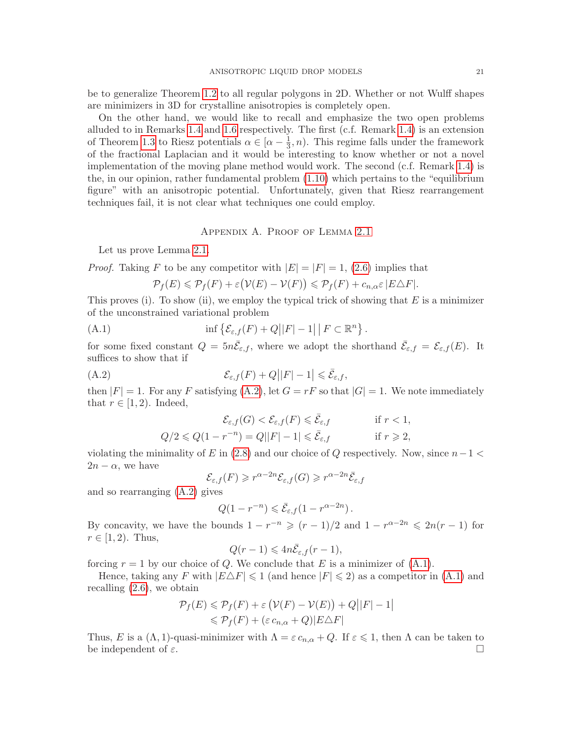be to generalize Theorem 1.2 to all regular polygons in 2D. Whether or not Wulff shapes are minimizers in 3D for crystalline anisotropies is completely open.

On the other hand, we would like to recall and emphasize the two open problems alluded to in Remarks 1.4 and 1.6 respectively. The first (c.f. Remark 1.4) is an extension of Theorem 1.3 to Riesz potentials $\alpha \in [\alpha - \frac{1}{3}, n)$. This regime falls under the framework of the fractional Laplacian and it would be interesting to know whether or not a novel implementation of the moving plane method would work. The second (c.f. Remark 1.4) is the, in our opinion, rather fundamental problem (1.10) which pertains to the "equilibrium figure" with an anisotropic potential. Unfortunately, given that Riesz rearrangement techniques fail, it is not clear what techniques one could employ.

## Appendix A. Proof of Lemma 2.1

Let us prove Lemma 2.1.

*Proof.* Taking $F$ to be any competitor with $|E| = |F| = 1$, (2.6) implies that

$$\mathcal{P}_f(E) \leqslant \mathcal{P}_f(F) + \varepsilon\big(\mathcal{V}(E) - \mathcal{V}(F)\big) \leqslant \mathcal{P}_f(F) + c_{n,\alpha}\varepsilon\,|E \triangle F|.$$

This proves (i). To show (ii), we employ the typical trick of showing that $E$ is a minimizer of the unconstrained variational problem

$$\inf\left\{\mathcal{E}_{\varepsilon,f}(F) + Q\big||F| - 1\big| \,\big|\, F \subset \mathbb{R}^n\right\}. \tag{A.1}$$

for some fixed constant $Q = 5n\bar{\mathcal{E}}_{\varepsilon,f}$, where we adopt the shorthand $\bar{\mathcal{E}}_{\varepsilon,f} = \mathcal{E}_{\varepsilon,f}(E)$. It suffices to show that if

$$\mathcal{E}_{\varepsilon,f}(F) + Q\big||F| - 1\big| \leqslant \bar{\mathcal{E}}_{\varepsilon,f}, \tag{A.2}$$

then $|F| = 1$. For any $F$ satisfying (A.2), let $G = rF$ so that $|G| = 1$. We note immediately that $r \in [1, 2)$. Indeed,

$$\begin{aligned} \mathcal{E}_{\varepsilon,f}(G) < \mathcal{E}_{\varepsilon,f}(F) &\leqslant \bar{\mathcal{E}}_{\varepsilon,f} &\quad& \text{if } r < 1, \\ Q/2 \leqslant Q(1 - r^{-n}) = Q\big||F| - 1\big| &\leqslant \bar{\mathcal{E}}_{\varepsilon,f} && \text{if } r \geqslant 2, \end{aligned}$$

violating the minimality of $E$ in (2.8) and our choice of $Q$ respectively. Now, since $n - 1 < 2n - \alpha$, we have

$$\mathcal{E}_{\varepsilon,f}(F) \geqslant r^{\alpha-2n}\mathcal{E}_{\varepsilon,f}(G) \geqslant r^{\alpha-2n}\bar{\mathcal{E}}_{\varepsilon,f}$$

and so rearranging (A.2) gives

$$Q(1 - r^{-n}) \leqslant \bar{\mathcal{E}}_{\varepsilon,f}(1 - r^{\alpha-2n}).$$

By concavity, we have the bounds $1 - r^{-n} \geqslant (r-1)/2$ and $1 - r^{\alpha-2n} \leqslant 2n(r-1)$ for $r \in [1, 2)$. Thus,

$$Q(r - 1) \leqslant 4n\bar{\mathcal{E}}_{\varepsilon,f}(r - 1),$$

forcing $r = 1$ by our choice of $Q$. We conclude that $E$ is a minimizer of (A.1).

Hence, taking any $F$ with $|E \triangle F| \leqslant 1$ (and hence $|F| \leqslant 2$) as a competitor in (A.1) and recalling (2.6), we obtain

$$\begin{aligned} \mathcal{P}_f(E) &\leqslant \mathcal{P}_f(F) + \varepsilon\left(\mathcal{V}(F) - \mathcal{V}(E)\right) + Q\big||F| - 1\big| \\ &\leqslant \mathcal{P}_f(F) + (\varepsilon\, c_{n,\alpha} + Q)|E \triangle F| \end{aligned}$$

Thus, $E$ is a $(\Lambda, 1)$-quasi-minimizer with $\Lambda = \varepsilon\, c_{n,\alpha} + Q$. If $\varepsilon \leqslant 1$, then $\Lambda$ can be taken to be independent of $\varepsilon$. $\square$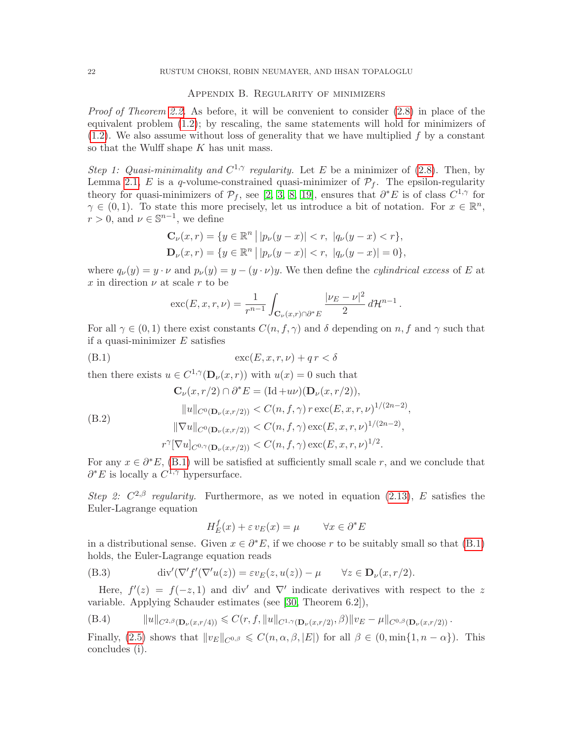## Appendix B. Regularity of minimizers

*Proof of Theorem 2.2.* As before, it will be convenient to consider (2.8) in place of the equivalent problem (1.2); by rescaling, the same statements will hold for minimizers of (1.2). We also assume without loss of generality that we have multiplied $f$ by a constant so that the Wulff shape $K$ has unit mass.

*Step 1: Quasi-minimality and $C^{1,\gamma}$ regularity.* Let $E$ be a minimizer of (2.8). Then, by Lemma 2.1, $E$ is a $q$-volume-constrained quasi-minimizer of $\mathcal{P}_f$. The epsilon-regularity theory for quasi-minimizers of $\mathcal{P}_f$, see [2, 3, 8, 19], ensures that $\partial^* E$ is of class $C^{1,\gamma}$ for $\gamma \in (0,1)$. To state this more precisely, let us introduce a bit of notation. For $x \in \mathbb{R}^n$, $r > 0$, and $\nu \in \mathbb{S}^{n-1}$, we define

$$\mathbf{C}_\nu(x,r) = \{y \in \mathbb{R}^n \,|\, |p_\nu(y-x)| < r,\ |q_\nu(y-x) < r\},$$
$$\mathbf{D}_\nu(x,r) = \{y \in \mathbb{R}^n \,|\, |p_\nu(y-x)| < r,\ |q_\nu(y-x)| = 0\},$$

where $q_\nu(y) = y \cdot \nu$ and $p_\nu(y) = y - (y\cdot\nu)y$. We then define the *cylindrical excess* of $E$ at $x$ in direction $\nu$ at scale $r$ to be

$$\mathrm{exc}(E,x,r,\nu) = \frac{1}{r^{n-1}} \int_{\mathbf{C}_\nu(x,r)\cap\partial^* E} \frac{|\nu_E - \nu|^2}{2}\, d\mathcal{H}^{n-1}.$$

For all $\gamma \in (0,1)$ there exist constants $C(n,f,\gamma)$ and $\delta$ depending on $n, f$ and $\gamma$ such that if a quasi-minimizer $E$ satisfies

$$\mathrm{exc}(E,x,r,\nu) + q\, r < \delta \tag{B.1}$$

then there exists $u \in C^{1,\gamma}(\mathbf{D}_\nu(x,r))$ with $u(x) = 0$ such that

$$\begin{aligned}
\mathbf{C}_\nu(x,r/2)\cap\partial^* E &= (\mathrm{Id} + u\nu)(\mathbf{D}_\nu(x,r/2)),\\
\|u\|_{C^0(\mathbf{D}_\nu(x,r/2))} &< C(n,f,\gamma)\, r\, \mathrm{exc}(E,x,r,\nu)^{1/(2n-2)},\\
\|\nabla u\|_{C^0(\mathbf{D}_\nu(x,r/2))} &< C(n,f,\gamma)\, \mathrm{exc}(E,x,r,\nu)^{1/(2n-2)},\\
r^\gamma [\nabla u]_{C^{0,\gamma}(\mathbf{D}_\nu(x,r/2))} &< C(n,f,\gamma)\, \mathrm{exc}(E,x,r,\nu)^{1/2}.
\end{aligned} \tag{B.2}$$

For any $x \in \partial^* E$, (B.1) will be satisfied at sufficiently small scale $r$, and we conclude that $\partial^* E$ is locally a $C^{1,\gamma}$ hypersurface.

*Step 2: $C^{2,\beta}$ regularity.* Furthermore, as we noted in equation (2.13), $E$ satisfies the Euler-Lagrange equation

$$H_E^f(x) + \varepsilon\, v_E(x) = \mu \qquad \forall x \in \partial^* E$$

in a distributional sense. Given $x \in \partial^* E$, if we choose $r$ to be suitably small so that (B.1) holds, the Euler-Lagrange equation reads

$$\mathrm{div}'(\nabla' f'(\nabla' u(z)) = \varepsilon v_E(z,u(z)) - \mu \qquad \forall z \in \mathbf{D}_\nu(x,r/2). \tag{B.3}$$

Here, $f'(z) = f(-z,1)$ and $\mathrm{div}'$ and $\nabla'$ indicate derivatives with respect to the $z$ variable. Applying Schauder estimates (see [30, Theorem 6.2]),

$$\|u\|_{C^{2,\beta}(\mathbf{D}_\nu(x,r/4))} \leqslant C(r,f,\|u\|_{C^{1,\gamma}(\mathbf{D}_\nu(x,r/2))},\beta)\|v_E - \mu\|_{C^{0,\beta}(\mathbf{D}_\nu(x,r/2))}. \tag{B.4}$$

Finally, (2.5) shows that $\|v_E\|_{C^{0,\beta}} \leqslant C(n,\alpha,\beta,|E|)$ for all $\beta \in (0,\min\{1,n-\alpha\})$. This concludes (i).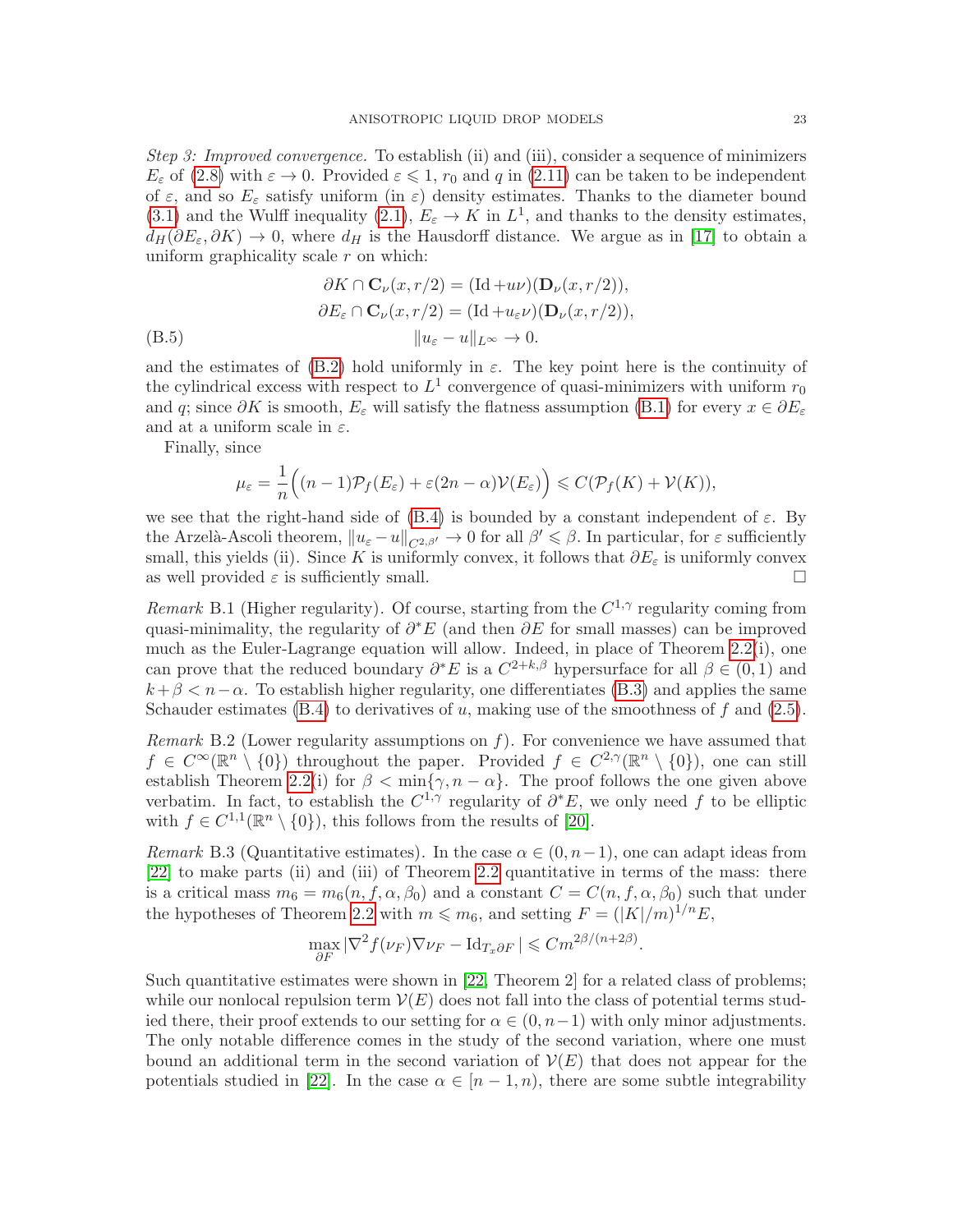*Step 3: Improved convergence.* To establish (ii) and (iii), consider a sequence of minimizers $E_\varepsilon$ of (2.8) with $\varepsilon \to 0$. Provided $\varepsilon \leqslant 1$, $r_0$ and $q$ in (2.11) can be taken to be independent of $\varepsilon$, and so $E_\varepsilon$ satisfy uniform (in $\varepsilon$) density estimates. Thanks to the diameter bound (3.1) and the Wulff inequality (2.1), $E_\varepsilon \to K$ in $L^1$, and thanks to the density estimates, $d_H(\partial E_\varepsilon, \partial K) \to 0$, where $d_H$ is the Hausdorff distance. We argue as in [17] to obtain a uniform graphicality scale $r$ on which:

$$
\begin{aligned}
\partial K \cap \mathbf{C}_\nu(x, r/2) &= (\mathrm{Id} + u\nu)(\mathbf{D}_\nu(x, r/2)),\\
\partial E_\varepsilon \cap \mathbf{C}_\nu(x, r/2) &= (\mathrm{Id} + u_\varepsilon\nu)(\mathbf{D}_\nu(x, r/2)),\\
\|u_\varepsilon - u\|_{L^\infty} &\to 0.
\end{aligned}
\tag{B.5}
$$

and the estimates of (B.2) hold uniformly in $\varepsilon$. The key point here is the continuity of the cylindrical excess with respect to $L^1$ convergence of quasi-minimizers with uniform $r_0$ and $q$; since $\partial K$ is smooth, $E_\varepsilon$ will satisfy the flatness assumption (B.1) for every $x \in \partial E_\varepsilon$ and at a uniform scale in $\varepsilon$.

Finally, since

$$
\mu_\varepsilon = \frac{1}{n}\Big((n-1)\mathcal{P}_f(E_\varepsilon) + \varepsilon(2n-\alpha)\mathcal{V}(E_\varepsilon)\Big) \leqslant C(\mathcal{P}_f(K) + \mathcal{V}(K)),
$$

we see that the right-hand side of (B.4) is bounded by a constant independent of $\varepsilon$. By the Arzelà-Ascoli theorem, $\|u_\varepsilon - u\|_{C^{2,\beta'}} \to 0$ for all $\beta' \leqslant \beta$. In particular, for $\varepsilon$ sufficiently small, this yields (ii). Since $K$ is uniformly convex, it follows that $\partial E_\varepsilon$ is uniformly convex as well provided $\varepsilon$ is sufficiently small. $\square$

*Remark* B.1 (Higher regularity). Of course, starting from the $C^{1,\gamma}$ regularity coming from quasi-minimality, the regularity of $\partial^* E$ (and then $\partial E$ for small masses) can be improved much as the Euler-Lagrange equation will allow. Indeed, in place of Theorem 2.2(i), one can prove that the reduced boundary $\partial^* E$ is a $C^{2+k,\beta}$ hypersurface for all $\beta \in (0,1)$ and $k + \beta < n - \alpha$. To establish higher regularity, one differentiates (B.3) and applies the same Schauder estimates (B.4) to derivatives of $u$, making use of the smoothness of $f$ and (2.5).

*Remark* B.2 (Lower regularity assumptions on $f$). For convenience we have assumed that $f \in C^\infty(\mathbb{R}^n \setminus \{0\})$ throughout the paper. Provided $f \in C^{2,\gamma}(\mathbb{R}^n \setminus \{0\})$, one can still establish Theorem 2.2(i) for $\beta < \min\{\gamma, n - \alpha\}$. The proof follows the one given above verbatim. In fact, to establish the $C^{1,\gamma}$ regularity of $\partial^* E$, we only need $f$ to be elliptic with $f \in C^{1,1}(\mathbb{R}^n \setminus \{0\})$, this follows from the results of [20].

*Remark* B.3 (Quantitative estimates). In the case $\alpha \in (0, n-1)$, one can adapt ideas from [22] to make parts (ii) and (iii) of Theorem 2.2 quantitative in terms of the mass: there is a critical mass $m_6 = m_6(n, f, \alpha, \beta_0)$ and a constant $C = C(n, f, \alpha, \beta_0)$ such that under the hypotheses of Theorem 2.2 with $m \leqslant m_6$, and setting $F = (|K|/m)^{1/n} E$,

$$
\max_{\partial F} |\nabla^2 f(\nu_F)\nabla\nu_F - \mathrm{Id}_{T_x\partial F}| \leqslant C m^{2\beta/(n+2\beta)}.
$$

Such quantitative estimates were shown in [22, Theorem 2] for a related class of problems; while our nonlocal repulsion term $\mathcal{V}(E)$ does not fall into the class of potential terms studied there, their proof extends to our setting for $\alpha \in (0, n-1)$ with only minor adjustments. The only notable difference comes in the study of the second variation, where one must bound an additional term in the second variation of $\mathcal{V}(E)$ that does not appear for the potentials studied in [22]. In the case $\alpha \in [n-1, n)$, there are some subtle integrability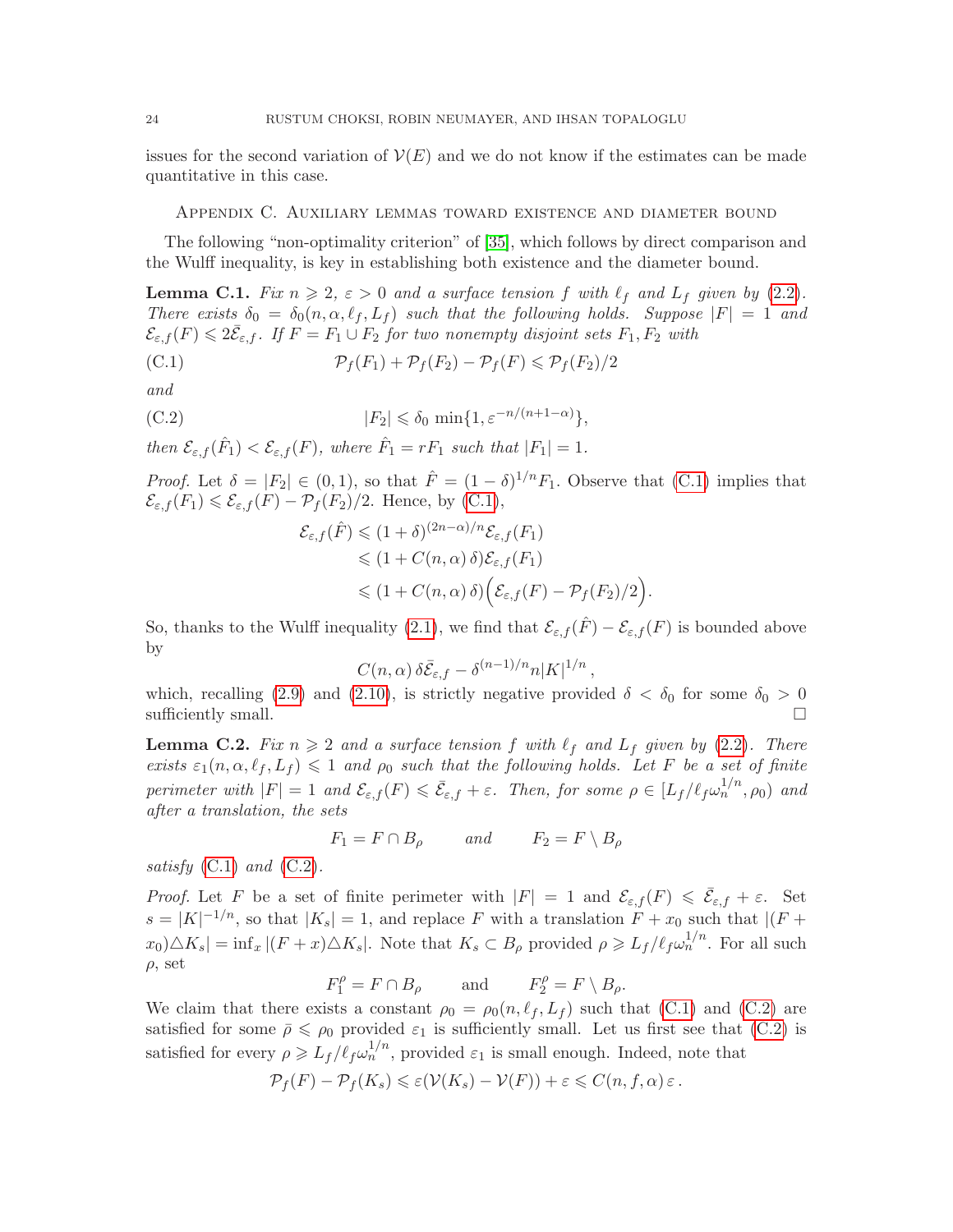issues for the second variation of $\mathcal{V}(E)$ and we do not know if the estimates can be made quantitative in this case.

## Appendix C. Auxiliary lemmas toward existence and diameter bound

The following "non-optimality criterion" of [35], which follows by direct comparison and the Wulff inequality, is key in establishing both existence and the diameter bound.

**Lemma C.1.** *Fix $n \geqslant 2$, $\varepsilon > 0$ and a surface tension $f$ with $\ell_f$ and $L_f$ given by (2.2). There exists $\delta_0 = \delta_0(n, \alpha, \ell_f, L_f)$ such that the following holds. Suppose $|F| = 1$ and $\mathcal{E}_{\varepsilon,f}(F) \leqslant 2\bar{\mathcal{E}}_{\varepsilon,f}$. If $F = F_1 \cup F_2$ for two nonempty disjoint sets $F_1, F_2$ with*

$$\mathcal{P}_f(F_1) + \mathcal{P}_f(F_2) - \mathcal{P}_f(F) \leqslant \mathcal{P}_f(F_2)/2 \tag{C.1}$$

*and*

$$|F_2| \leqslant \delta_0 \min\{1, \varepsilon^{-n/(n+1-\alpha)}\}, \tag{C.2}$$

*then $\mathcal{E}_{\varepsilon,f}(\hat{F}_1) < \mathcal{E}_{\varepsilon,f}(F)$, where $\hat{F}_1 = rF_1$ such that $|F_1| = 1$.*

*Proof.* Let $\delta = |F_2| \in (0,1)$, so that $\hat{F} = (1-\delta)^{1/n} F_1$. Observe that (C.1) implies that $\mathcal{E}_{\varepsilon,f}(F_1) \leqslant \mathcal{E}_{\varepsilon,f}(F) - \mathcal{P}_f(F_2)/2$. Hence, by (C.1),

$$\begin{aligned}
\mathcal{E}_{\varepsilon,f}(\hat{F}) &\leqslant (1+\delta)^{(2n-\alpha)/n} \mathcal{E}_{\varepsilon,f}(F_1) \\
&\leqslant (1 + C(n,\alpha)\,\delta)\mathcal{E}_{\varepsilon,f}(F_1) \\
&\leqslant (1 + C(n,\alpha)\,\delta)\Big(\mathcal{E}_{\varepsilon,f}(F) - \mathcal{P}_f(F_2)/2\Big).
\end{aligned}$$

So, thanks to the Wulff inequality (2.1), we find that $\mathcal{E}_{\varepsilon,f}(\hat{F}) - \mathcal{E}_{\varepsilon,f}(F)$ is bounded above by

$$C(n,\alpha)\,\delta\bar{\mathcal{E}}_{\varepsilon,f} - \delta^{(n-1)/n} n|K|^{1/n},$$

which, recalling (2.9) and (2.10), is strictly negative provided $\delta < \delta_0$ for some $\delta_0 > 0$ sufficiently small. $\square$

**Lemma C.2.** *Fix $n \geqslant 2$ and a surface tension $f$ with $\ell_f$ and $L_f$ given by (2.2). There exists $\varepsilon_1(n, \alpha, \ell_f, L_f) \leqslant 1$ and $\rho_0$ such that the following holds. Let $F$ be a set of finite perimeter with $|F| = 1$ and $\mathcal{E}_{\varepsilon,f}(F) \leqslant \bar{\mathcal{E}}_{\varepsilon,f} + \varepsilon$. Then, for some $\rho \in [L_f/\ell_f\omega_n^{1/n}, \rho_0)$ and after a translation, the sets*

$$F_1 = F \cap B_\rho \qquad \text{and} \qquad F_2 = F \setminus B_\rho$$

*satisfy (C.1) and (C.2).*

*Proof.* Let $F$ be a set of finite perimeter with $|F| = 1$ and $\mathcal{E}_{\varepsilon,f}(F) \leqslant \bar{\mathcal{E}}_{\varepsilon,f} + \varepsilon$. Set $s = |K|^{-1/n}$, so that $|K_s| = 1$, and replace $F$ with a translation $F + x_0$ such that $|(F + x_0)\triangle K_s| = \inf_x |(F+x)\triangle K_s|$. Note that $K_s \subset B_\rho$ provided $\rho \geqslant L_f/\ell_f\omega_n^{1/n}$. For all such $\rho$, set

$$F_1^\rho = F \cap B_\rho \qquad \text{and} \qquad F_2^\rho = F \setminus B_\rho.$$

We claim that there exists a constant $\rho_0 = \rho_0(n, \ell_f, L_f)$ such that (C.1) and (C.2) are satisfied for some $\bar{\rho} \leqslant \rho_0$ provided $\varepsilon_1$ is sufficiently small. Let us first see that (C.2) is satisfied for every $\rho \geqslant L_f/\ell_f\omega_n^{1/n}$, provided $\varepsilon_1$ is small enough. Indeed, note that

$$\mathcal{P}_f(F) - \mathcal{P}_f(K_s) \leqslant \varepsilon(\mathcal{V}(K_s) - \mathcal{V}(F)) + \varepsilon \leqslant C(n, f, \alpha)\,\varepsilon\,.$$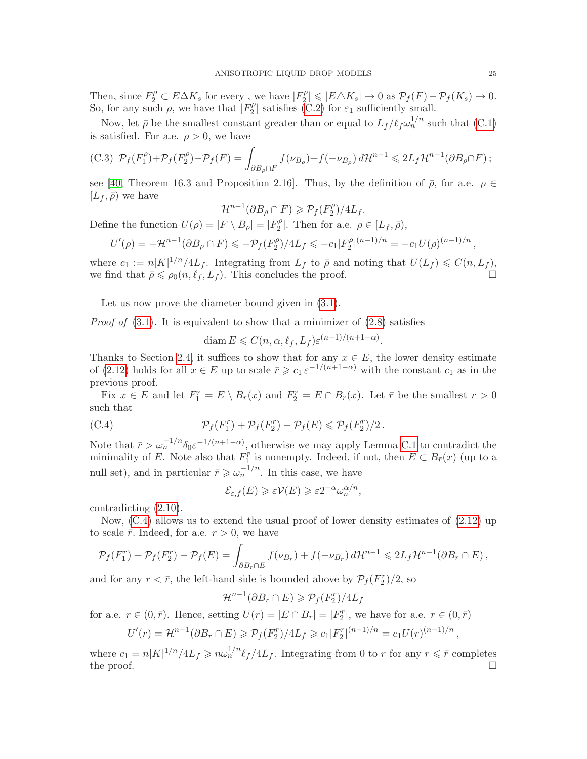Then, since $F_2^\rho \subset E\Delta K_s$ for every , we have $|F_2^\rho| \leqslant |E\triangle K_s| \to 0$ as $\mathcal{P}_f(F) - \mathcal{P}_f(K_s) \to 0$. So, for any such $\rho$, we have that $|F_2^\rho|$ satisfies (C.2) for $\varepsilon_1$ sufficiently small.

Now, let $\bar\rho$ be the smallest constant greater than or equal to $L_f/\ell_f\omega_n^{1/n}$ such that (C.1) is satisfied. For a.e. $\rho > 0$, we have

$$\text{(C.3)}\quad \mathcal{P}_f(F_1^\rho)+\mathcal{P}_f(F_2^\rho)-\mathcal{P}_f(F) = \int_{\partial B_\rho \cap F} f(\nu_{B_\rho})+f(-\nu_{B_\rho})\,d\mathcal{H}^{n-1} \leqslant 2L_f\mathcal{H}^{n-1}(\partial B_\rho \cap F)\,;$$

see [40, Theorem 16.3 and Proposition 2.16]. Thus, by the definition of $\bar\rho$, for a.e. $\rho \in [L_f, \bar\rho)$ we have

$$\mathcal{H}^{n-1}(\partial B_\rho \cap F) \geqslant \mathcal{P}_f(F_2^\rho)/4L_f.$$

Define the function $U(\rho) = |F \setminus B_\rho| = |F_2^\rho|$. Then for a.e. $\rho \in [L_f, \bar\rho)$,

$$U'(\rho) = -\mathcal{H}^{n-1}(\partial B_\rho \cap F) \leqslant -\mathcal{P}_f(F_2^\rho)/4L_f \leqslant -c_1|F_2^\rho|^{(n-1)/n} = -c_1 U(\rho)^{(n-1)/n}\,,$$

where $c_1 := n|K|^{1/n}/4L_f$. Integrating from $L_f$ to $\bar\rho$ and noting that $U(L_f) \leqslant C(n, L_f)$, we find that $\bar\rho \leqslant \rho_0(n, \ell_f, L_f)$. This concludes the proof. □

Let us now prove the diameter bound given in (3.1).

*Proof of* (3.1). It is equivalent to show that a minimizer of (2.8) satisfies

$$\operatorname{diam} E \leqslant C(n, \alpha, \ell_f, L_f)\varepsilon^{(n-1)/(n+1-\alpha)}.$$

Thanks to Section 2.4, it suffices to show that for any $x \in E$, the lower density estimate of (2.12) holds for all $x \in E$ up to scale $\bar r \geqslant c_1\,\varepsilon^{-1/(n+1-\alpha)}$ with the constant $c_1$ as in the previous proof.

Fix $x \in E$ and let $F_1^r = E \setminus B_r(x)$ and $F_2^r = E \cap B_r(x)$. Let $\bar r$ be the smallest $r > 0$ such that

$$\text{(C.4)}\qquad \mathcal{P}_f(F_1^r) + \mathcal{P}_f(F_2^r) - \mathcal{P}_f(E) \leqslant \mathcal{P}_f(F_2^r)/2\,.$$

Note that $\bar r > \omega_n^{-1/n}\delta_0\varepsilon^{-1/(n+1-\alpha)}$, otherwise we may apply Lemma C.1 to contradict the minimality of $E$. Note also that $F_1^{\bar r}$ is nonempty. Indeed, if not, then $E \subset B_{\bar r}(x)$ (up to a null set), and in particular $\bar r \geqslant \omega_n^{-1/n}$. In this case, we have

$$\mathcal{E}_{\varepsilon,f}(E) \geqslant \varepsilon\mathcal{V}(E) \geqslant \varepsilon 2^{-\alpha}\omega_n^{\alpha/n},$$

contradicting (2.10).

Now, (C.4) allows us to extend the usual proof of lower density estimates of (2.12) up to scale $\bar r$. Indeed, for a.e. $r > 0$, we have

$$\mathcal{P}_f(F_1^r) + \mathcal{P}_f(F_2^r) - \mathcal{P}_f(E) = \int_{\partial B_r \cap E} f(\nu_{B_r}) + f(-\nu_{B_r})\,d\mathcal{H}^{n-1} \leqslant 2L_f\mathcal{H}^{n-1}(\partial B_r \cap E)\,,$$

and for any $r < \bar r$, the left-hand side is bounded above by $\mathcal{P}_f(F_2^r)/2$, so

$$\mathcal{H}^{n-1}(\partial B_r \cap E) \geqslant \mathcal{P}_f(F_2^r)/4L_f$$

for a.e. $r \in (0, \bar r)$. Hence, setting $U(r) = |E \cap B_r| = |F_2^r|$, we have for a.e. $r \in (0, \bar r)$

$$U'(r) = \mathcal{H}^{n-1}(\partial B_r \cap E) \geqslant \mathcal{P}_f(F_2^r)/4L_f \geqslant c_1|F_2^r|^{(n-1)/n} = c_1 U(r)^{(n-1)/n}\,,$$

where $c_1 = n|K|^{1/n}/4L_f \geqslant n\omega_n^{1/n}\ell_f/4L_f$. Integrating from 0 to $r$ for any $r \leqslant \bar r$ completes the proof. □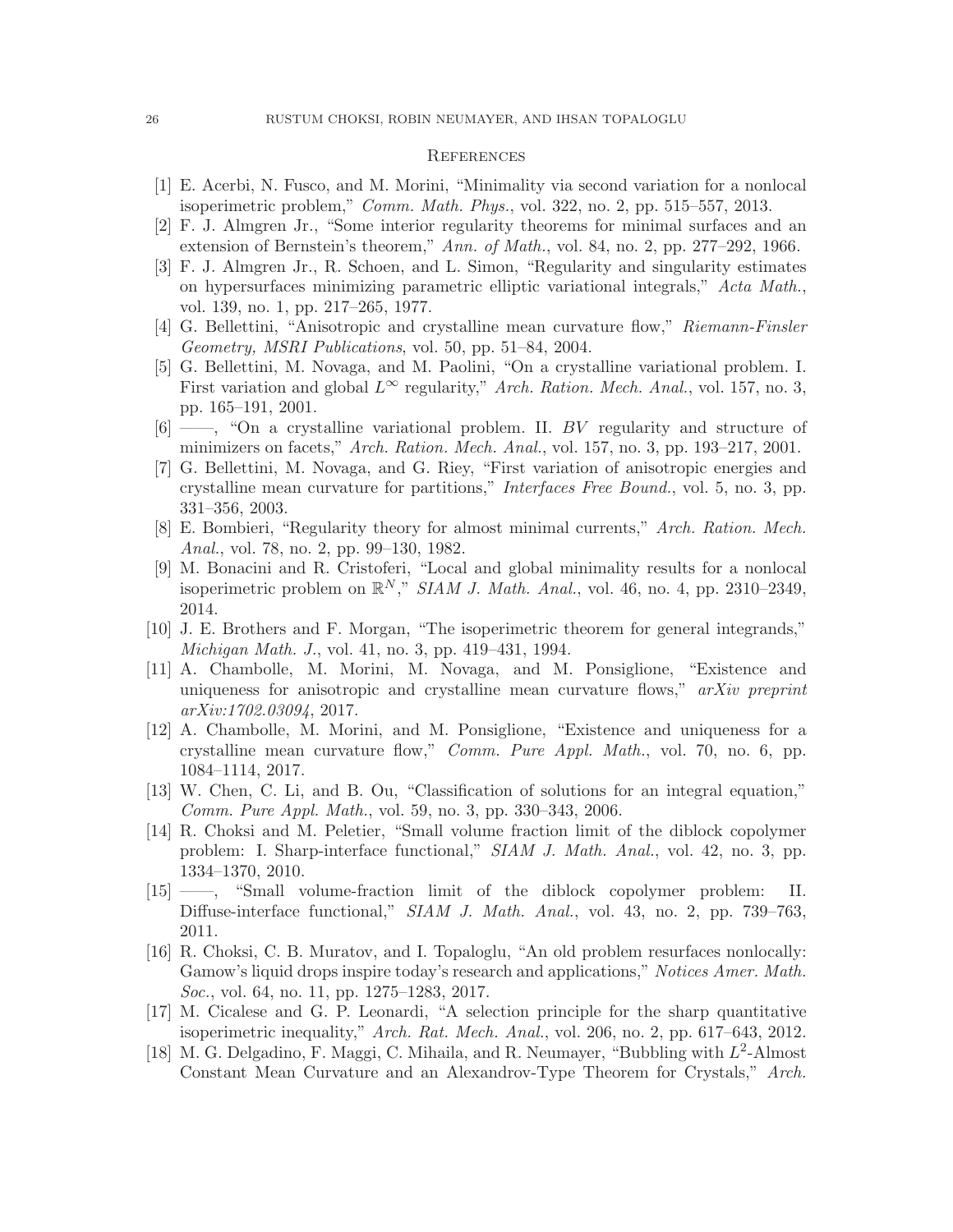## References

[1] E. Acerbi, N. Fusco, and M. Morini, "Minimality via second variation for a nonlocal isoperimetric problem," *Comm. Math. Phys.*, vol. 322, no. 2, pp. 515–557, 2013.

[2] F. J. Almgren Jr., "Some interior regularity theorems for minimal surfaces and an extension of Bernstein's theorem," *Ann. of Math.*, vol. 84, no. 2, pp. 277–292, 1966.

[3] F. J. Almgren Jr., R. Schoen, and L. Simon, "Regularity and singularity estimates on hypersurfaces minimizing parametric elliptic variational integrals," *Acta Math.*, vol. 139, no. 1, pp. 217–265, 1977.

[4] G. Bellettini, "Anisotropic and crystalline mean curvature flow," *Riemann-Finsler Geometry, MSRI Publications*, vol. 50, pp. 51–84, 2004.

[5] G. Bellettini, M. Novaga, and M. Paolini, "On a crystalline variational problem. I. First variation and global $L^\infty$ regularity," *Arch. Ration. Mech. Anal.*, vol. 157, no. 3, pp. 165–191, 2001.

[6] ——, "On a crystalline variational problem. II. *BV* regularity and structure of minimizers on facets," *Arch. Ration. Mech. Anal.*, vol. 157, no. 3, pp. 193–217, 2001.

[7] G. Bellettini, M. Novaga, and G. Riey, "First variation of anisotropic energies and crystalline mean curvature for partitions," *Interfaces Free Bound.*, vol. 5, no. 3, pp. 331–356, 2003.

[8] E. Bombieri, "Regularity theory for almost minimal currents," *Arch. Ration. Mech. Anal.*, vol. 78, no. 2, pp. 99–130, 1982.

[9] M. Bonacini and R. Cristoferi, "Local and global minimality results for a nonlocal isoperimetric problem on $\mathbb{R}^N$," *SIAM J. Math. Anal.*, vol. 46, no. 4, pp. 2310–2349, 2014.

[10] J. E. Brothers and F. Morgan, "The isoperimetric theorem for general integrands," *Michigan Math. J.*, vol. 41, no. 3, pp. 419–431, 1994.

[11] A. Chambolle, M. Morini, M. Novaga, and M. Ponsiglione, "Existence and uniqueness for anisotropic and crystalline mean curvature flows," *arXiv preprint arXiv:1702.03094*, 2017.

[12] A. Chambolle, M. Morini, and M. Ponsiglione, "Existence and uniqueness for a crystalline mean curvature flow," *Comm. Pure Appl. Math.*, vol. 70, no. 6, pp. 1084–1114, 2017.

[13] W. Chen, C. Li, and B. Ou, "Classification of solutions for an integral equation," *Comm. Pure Appl. Math.*, vol. 59, no. 3, pp. 330–343, 2006.

[14] R. Choksi and M. Peletier, "Small volume fraction limit of the diblock copolymer problem: I. Sharp-interface functional," *SIAM J. Math. Anal.*, vol. 42, no. 3, pp. 1334–1370, 2010.

[15] ——, "Small volume-fraction limit of the diblock copolymer problem: II. Diffuse-interface functional," *SIAM J. Math. Anal.*, vol. 43, no. 2, pp. 739–763, 2011.

[16] R. Choksi, C. B. Muratov, and I. Topaloglu, "An old problem resurfaces nonlocally: Gamow's liquid drops inspire today's research and applications," *Notices Amer. Math. Soc.*, vol. 64, no. 11, pp. 1275–1283, 2017.

[17] M. Cicalese and G. P. Leonardi, "A selection principle for the sharp quantitative isoperimetric inequality," *Arch. Rat. Mech. Anal.*, vol. 206, no. 2, pp. 617–643, 2012.

[18] M. G. Delgadino, F. Maggi, C. Mihaila, and R. Neumayer, "Bubbling with $L^2$-Almost Constant Mean Curvature and an Alexandrov-Type Theorem for Crystals," *Arch.*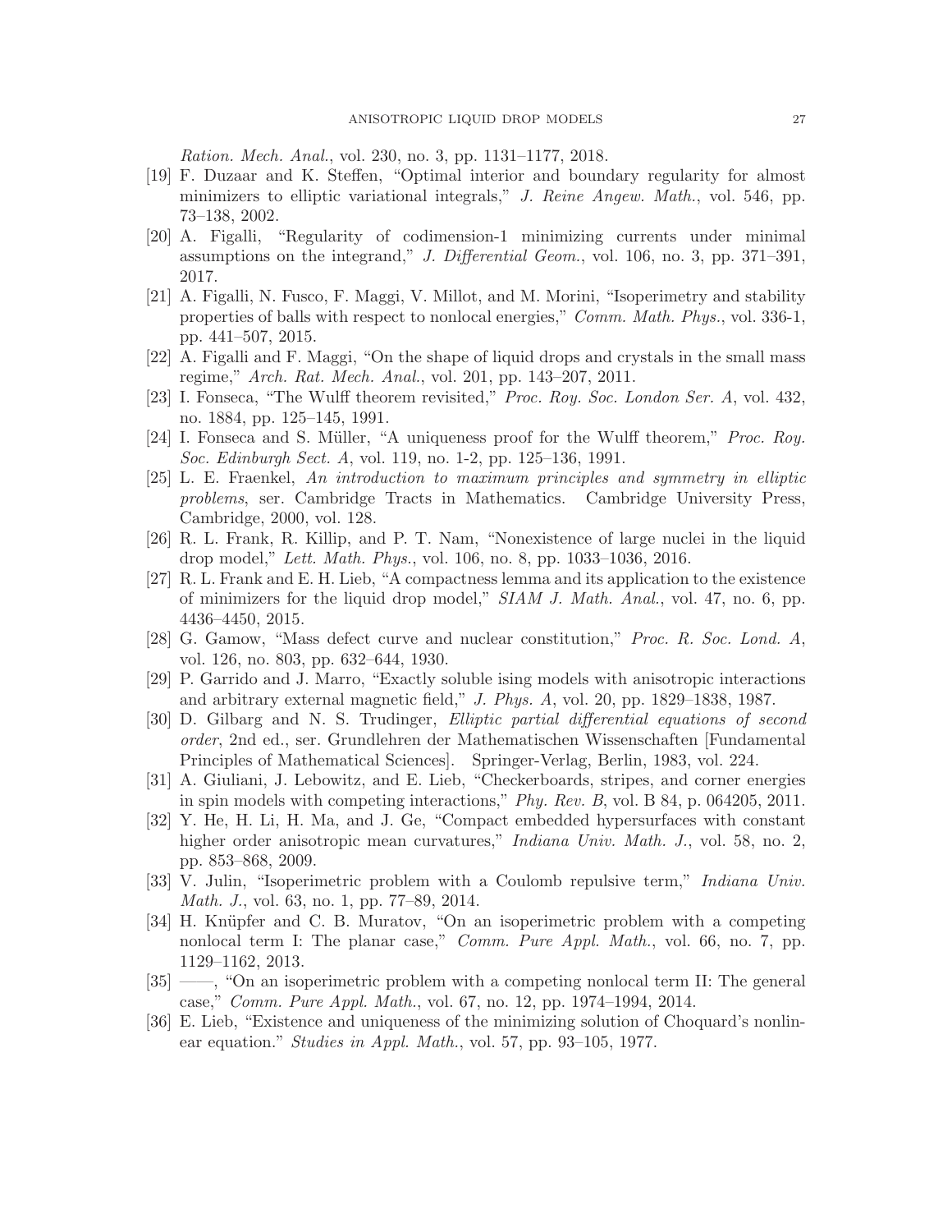*Ration. Mech. Anal.*, vol. 230, no. 3, pp. 1131–1177, 2018.

[19] F. Duzaar and K. Steffen, "Optimal interior and boundary regularity for almost minimizers to elliptic variational integrals," *J. Reine Angew. Math.*, vol. 546, pp. 73–138, 2002.

[20] A. Figalli, "Regularity of codimension-1 minimizing currents under minimal assumptions on the integrand," *J. Differential Geom.*, vol. 106, no. 3, pp. 371–391, 2017.

[21] A. Figalli, N. Fusco, F. Maggi, V. Millot, and M. Morini, "Isoperimetry and stability properties of balls with respect to nonlocal energies," *Comm. Math. Phys.*, vol. 336-1, pp. 441–507, 2015.

[22] A. Figalli and F. Maggi, "On the shape of liquid drops and crystals in the small mass regime," *Arch. Rat. Mech. Anal.*, vol. 201, pp. 143–207, 2011.

[23] I. Fonseca, "The Wulff theorem revisited," *Proc. Roy. Soc. London Ser. A*, vol. 432, no. 1884, pp. 125–145, 1991.

[24] I. Fonseca and S. Müller, "A uniqueness proof for the Wulff theorem," *Proc. Roy. Soc. Edinburgh Sect. A*, vol. 119, no. 1-2, pp. 125–136, 1991.

[25] L. E. Fraenkel, *An introduction to maximum principles and symmetry in elliptic problems*, ser. Cambridge Tracts in Mathematics. Cambridge University Press, Cambridge, 2000, vol. 128.

[26] R. L. Frank, R. Killip, and P. T. Nam, "Nonexistence of large nuclei in the liquid drop model," *Lett. Math. Phys.*, vol. 106, no. 8, pp. 1033–1036, 2016.

[27] R. L. Frank and E. H. Lieb, "A compactness lemma and its application to the existence of minimizers for the liquid drop model," *SIAM J. Math. Anal.*, vol. 47, no. 6, pp. 4436–4450, 2015.

[28] G. Gamow, "Mass defect curve and nuclear constitution," *Proc. R. Soc. Lond. A*, vol. 126, no. 803, pp. 632–644, 1930.

[29] P. Garrido and J. Marro, "Exactly soluble ising models with anisotropic interactions and arbitrary external magnetic field," *J. Phys. A*, vol. 20, pp. 1829–1838, 1987.

[30] D. Gilbarg and N. S. Trudinger, *Elliptic partial differential equations of second order*, 2nd ed., ser. Grundlehren der Mathematischen Wissenschaften [Fundamental Principles of Mathematical Sciences]. Springer-Verlag, Berlin, 1983, vol. 224.

[31] A. Giuliani, J. Lebowitz, and E. Lieb, "Checkerboards, stripes, and corner energies in spin models with competing interactions," *Phy. Rev. B*, vol. B 84, p. 064205, 2011.

[32] Y. He, H. Li, H. Ma, and J. Ge, "Compact embedded hypersurfaces with constant higher order anisotropic mean curvatures," *Indiana Univ. Math. J.*, vol. 58, no. 2, pp. 853–868, 2009.

[33] V. Julin, "Isoperimetric problem with a Coulomb repulsive term," *Indiana Univ. Math. J.*, vol. 63, no. 1, pp. 77–89, 2014.

[34] H. Knüpfer and C. B. Muratov, "On an isoperimetric problem with a competing nonlocal term I: The planar case," *Comm. Pure Appl. Math.*, vol. 66, no. 7, pp. 1129–1162, 2013.

[35] ——, "On an isoperimetric problem with a competing nonlocal term II: The general case," *Comm. Pure Appl. Math.*, vol. 67, no. 12, pp. 1974–1994, 2014.

[36] E. Lieb, "Existence and uniqueness of the minimizing solution of Choquard's nonlinear equation." *Studies in Appl. Math.*, vol. 57, pp. 93–105, 1977.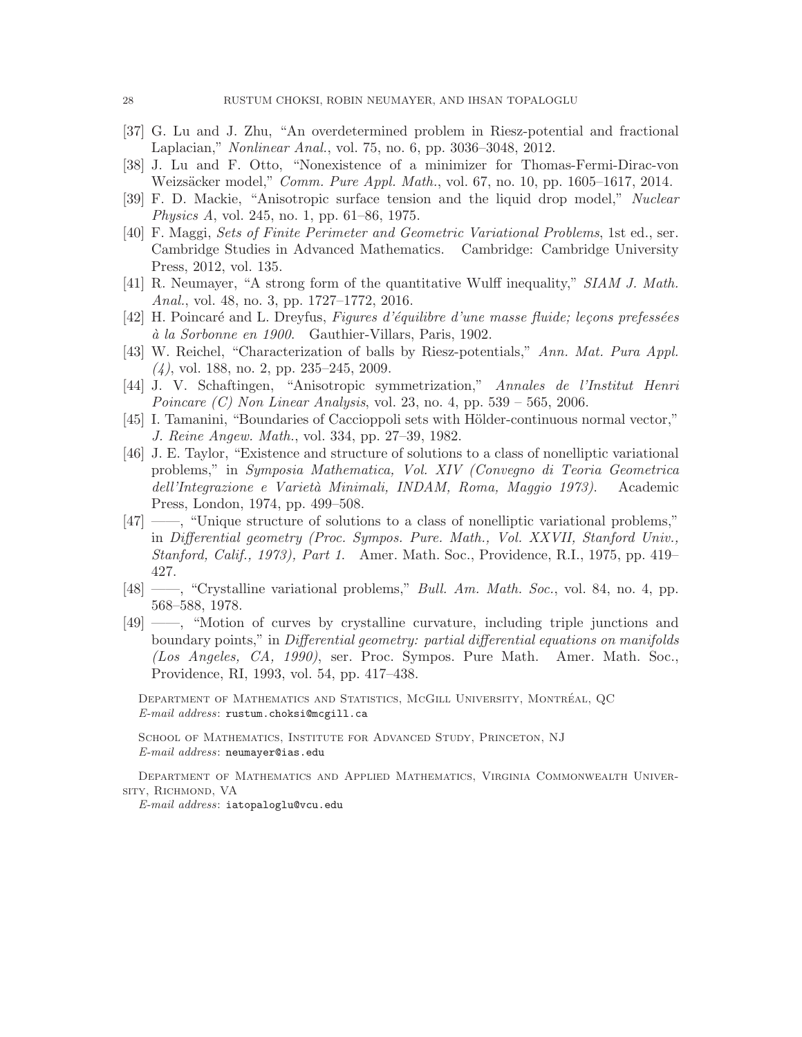[37] G. Lu and J. Zhu, "An overdetermined problem in Riesz-potential and fractional Laplacian," *Nonlinear Anal.*, vol. 75, no. 6, pp. 3036–3048, 2012.

[38] J. Lu and F. Otto, "Nonexistence of a minimizer for Thomas-Fermi-Dirac-von Weizsäcker model," *Comm. Pure Appl. Math.*, vol. 67, no. 10, pp. 1605–1617, 2014.

[39] F. D. Mackie, "Anisotropic surface tension and the liquid drop model," *Nuclear Physics A*, vol. 245, no. 1, pp. 61–86, 1975.

[40] F. Maggi, *Sets of Finite Perimeter and Geometric Variational Problems*, 1st ed., ser. Cambridge Studies in Advanced Mathematics. Cambridge: Cambridge University Press, 2012, vol. 135.

[41] R. Neumayer, "A strong form of the quantitative Wulff inequality," *SIAM J. Math. Anal.*, vol. 48, no. 3, pp. 1727–1772, 2016.

[42] H. Poincaré and L. Dreyfus, *Figures d'équilibre d'une masse fluide; leçons prefessées à la Sorbonne en 1900*. Gauthier-Villars, Paris, 1902.

[43] W. Reichel, "Characterization of balls by Riesz-potentials," *Ann. Mat. Pura Appl. (4)*, vol. 188, no. 2, pp. 235–245, 2009.

[44] J. V. Schaftingen, "Anisotropic symmetrization," *Annales de l'Institut Henri Poincare (C) Non Linear Analysis*, vol. 23, no. 4, pp. 539 – 565, 2006.

[45] I. Tamanini, "Boundaries of Caccioppoli sets with Hölder-continuous normal vector," *J. Reine Angew. Math.*, vol. 334, pp. 27–39, 1982.

[46] J. E. Taylor, "Existence and structure of solutions to a class of nonelliptic variational problems," in *Symposia Mathematica, Vol. XIV (Convegno di Teoria Geometrica dell'Integrazione e Varietà Minimali, INDAM, Roma, Maggio 1973).* Academic Press, London, 1974, pp. 499–508.

[47] ——, "Unique structure of solutions to a class of nonelliptic variational problems," in *Differential geometry (Proc. Sympos. Pure. Math., Vol. XXVII, Stanford Univ., Stanford, Calif., 1973), Part 1.* Amer. Math. Soc., Providence, R.I., 1975, pp. 419–427.

[48] ——, "Crystalline variational problems," *Bull. Am. Math. Soc.*, vol. 84, no. 4, pp. 568–588, 1978.

[49] ——, "Motion of curves by crystalline curvature, including triple junctions and boundary points," in *Differential geometry: partial differential equations on manifolds (Los Angeles, CA, 1990)*, ser. Proc. Sympos. Pure Math. Amer. Math. Soc., Providence, RI, 1993, vol. 54, pp. 417–438.

Department of Mathematics and Statistics, McGill University, Montréal, QC
*E-mail address*: rustum.choksi@mcgill.ca

School of Mathematics, Institute for Advanced Study, Princeton, NJ
*E-mail address*: neumayer@ias.edu

Department of Mathematics and Applied Mathematics, Virginia Commonwealth University, Richmond, VA
*E-mail address*: iatopaloglu@vcu.edu